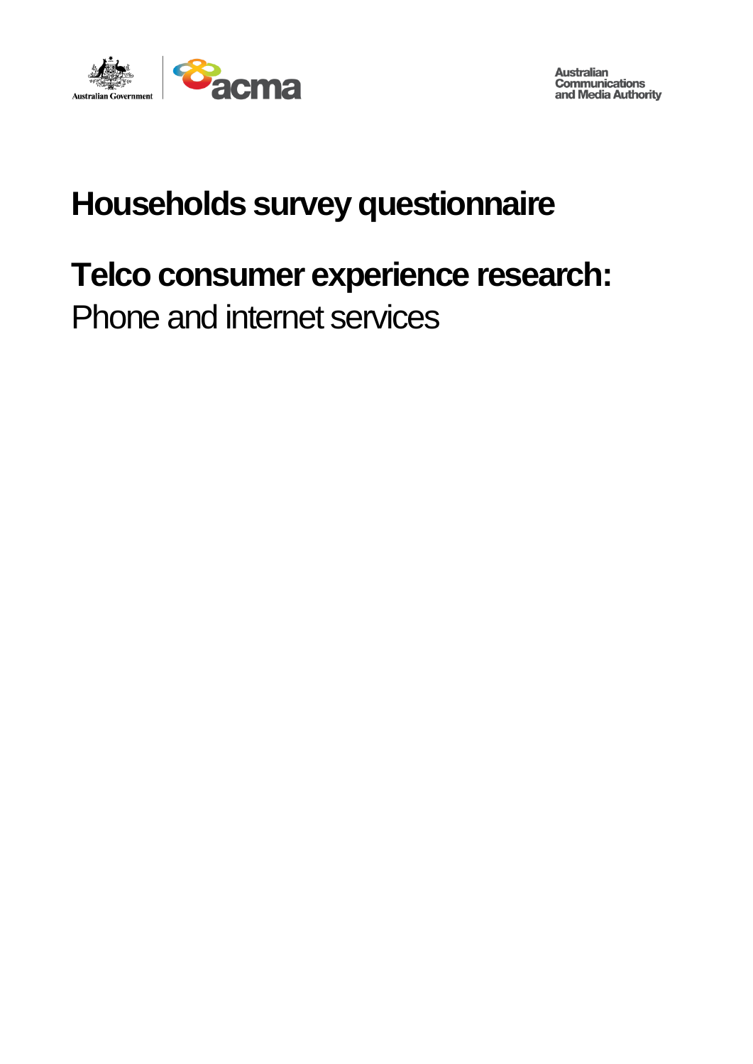Australian Government

acma

Australian Communications and Media Authority

# Households survey questionnaire

## Telco consumer experience research:

Phone and internet services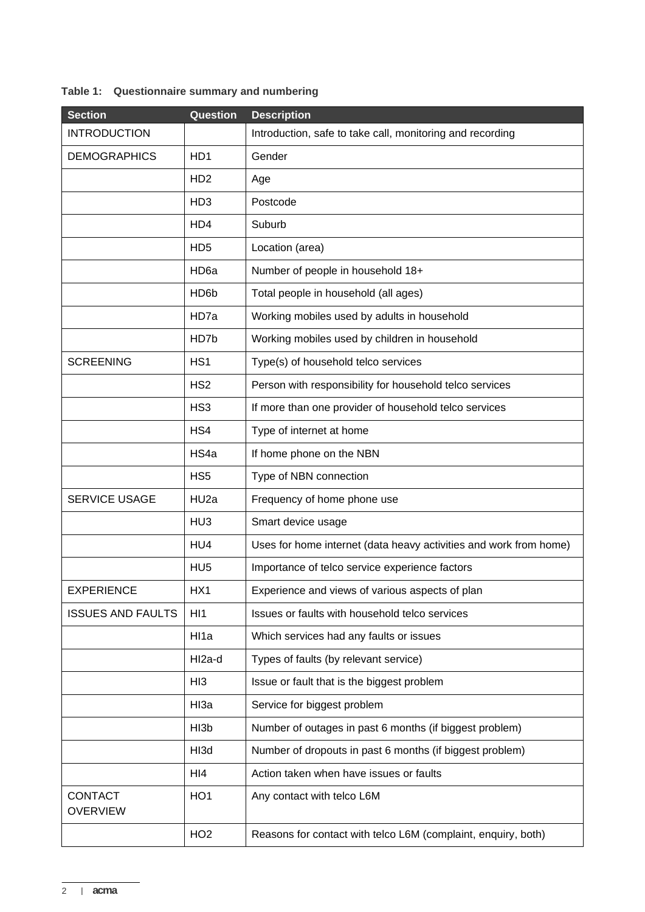**Table 1: Questionnaire summary and numbering**

| Section | Question | Description |
| --- | --- | --- |
| INTRODUCTION | | Introduction, safe to take call, monitoring and recording |
| DEMOGRAPHICS | HD1 | Gender |
| | HD2 | Age |
| | HD3 | Postcode |
| | HD4 | Suburb |
| | HD5 | Location (area) |
| | HD6a | Number of people in household 18+ |
| | HD6b | Total people in household (all ages) |
| | HD7a | Working mobiles used by adults in household |
| | HD7b | Working mobiles used by children in household |
| SCREENING | HS1 | Type(s) of household telco services |
| | HS2 | Person with responsibility for household telco services |
| | HS3 | If more than one provider of household telco services |
| | HS4 | Type of internet at home |
| | HS4a | If home phone on the NBN |
| | HS5 | Type of NBN connection |
| SERVICE USAGE | HU2a | Frequency of home phone use |
| | HU3 | Smart device usage |
| | HU4 | Uses for home internet (data heavy activities and work from home) |
| | HU5 | Importance of telco service experience factors |
| EXPERIENCE | HX1 | Experience and views of various aspects of plan |
| ISSUES AND FAULTS | HI1 | Issues or faults with household telco services |
| | HI1a | Which services had any faults or issues |
| | HI2a-d | Types of faults (by relevant service) |
| | HI3 | Issue or fault that is the biggest problem |
| | HI3a | Service for biggest problem |
| | HI3b | Number of outages in past 6 months (if biggest problem) |
| | HI3d | Number of dropouts in past 6 months (if biggest problem) |
| | HI4 | Action taken when have issues or faults |
| CONTACT OVERVIEW | HO1 | Any contact with telco L6M |
| | HO2 | Reasons for contact with telco L6M (complaint, enquiry, both) |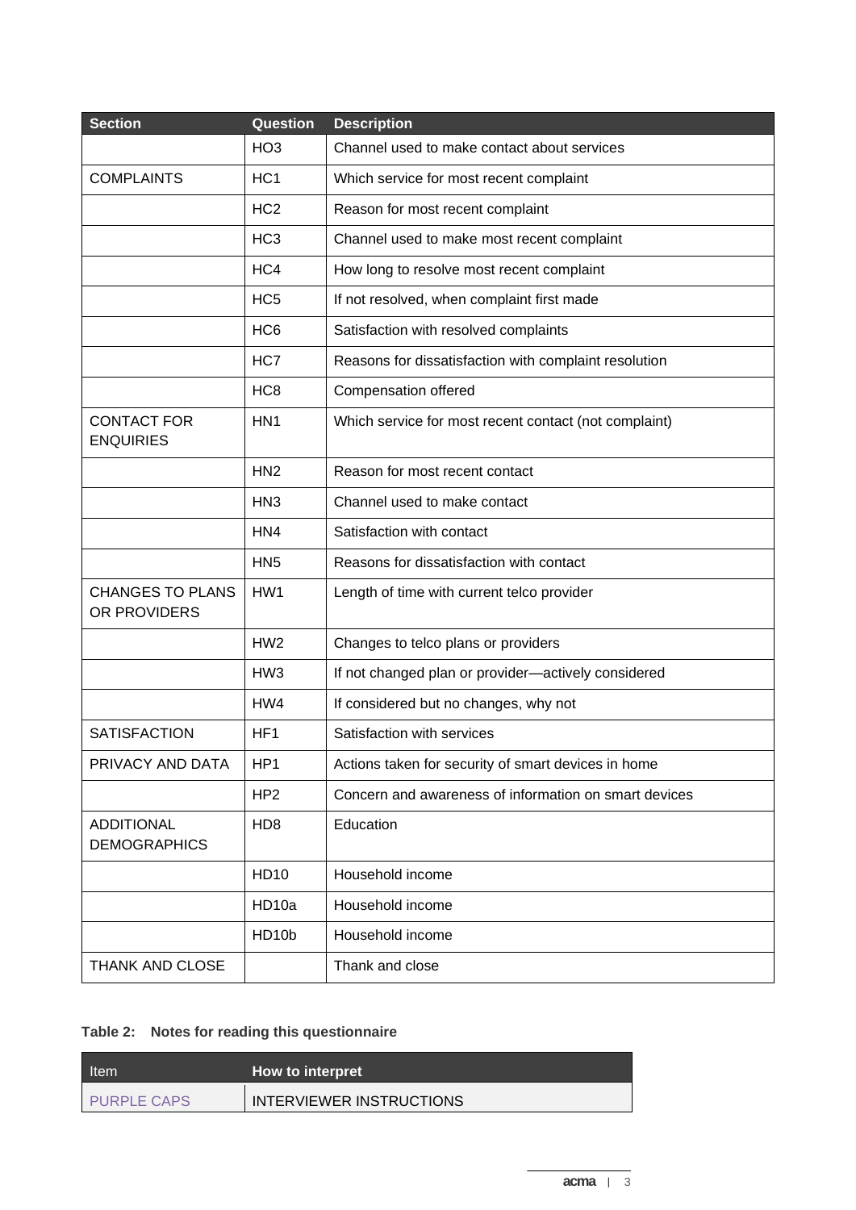| Section | Question | Description |
|---|---|---|
| | HO3 | Channel used to make contact about services |
| COMPLAINTS | HC1 | Which service for most recent complaint |
| | HC2 | Reason for most recent complaint |
| | HC3 | Channel used to make most recent complaint |
| | HC4 | How long to resolve most recent complaint |
| | HC5 | If not resolved, when complaint first made |
| | HC6 | Satisfaction with resolved complaints |
| | HC7 | Reasons for dissatisfaction with complaint resolution |
| | HC8 | Compensation offered |
| CONTACT FOR ENQUIRIES | HN1 | Which service for most recent contact (not complaint) |
| | HN2 | Reason for most recent contact |
| | HN3 | Channel used to make contact |
| | HN4 | Satisfaction with contact |
| | HN5 | Reasons for dissatisfaction with contact |
| CHANGES TO PLANS OR PROVIDERS | HW1 | Length of time with current telco provider |
| | HW2 | Changes to telco plans or providers |
| | HW3 | If not changed plan or provider—actively considered |
| | HW4 | If considered but no changes, why not |
| SATISFACTION | HF1 | Satisfaction with services |
| PRIVACY AND DATA | HP1 | Actions taken for security of smart devices in home |
| | HP2 | Concern and awareness of information on smart devices |
| ADDITIONAL DEMOGRAPHICS | HD8 | Education |
| | HD10 | Household income |
| | HD10a | Household income |
| | HD10b | Household income |
| THANK AND CLOSE | | Thank and close |

**Table 2: Notes for reading this questionnaire**

| Item | How to interpret |
|---|---|
| PURPLE CAPS | INTERVIEWER INSTRUCTIONS |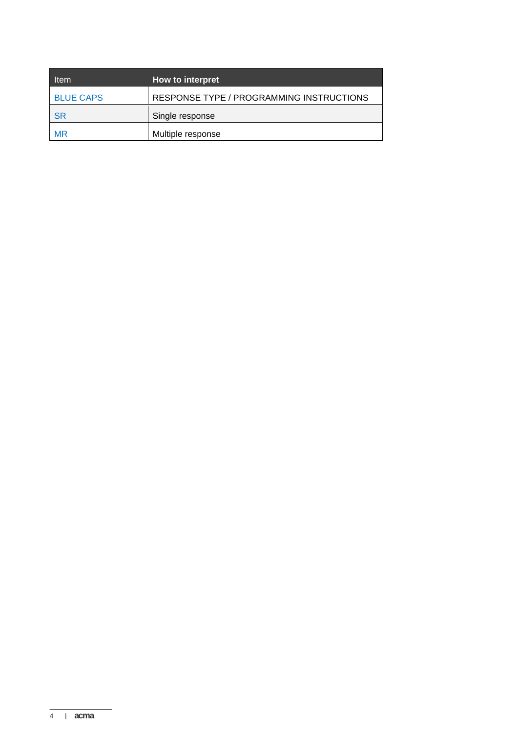| Item | How to interpret |
|---|---|
| BLUE CAPS | RESPONSE TYPE / PROGRAMMING INSTRUCTIONS |
| SR | Single response |
| MR | Multiple response |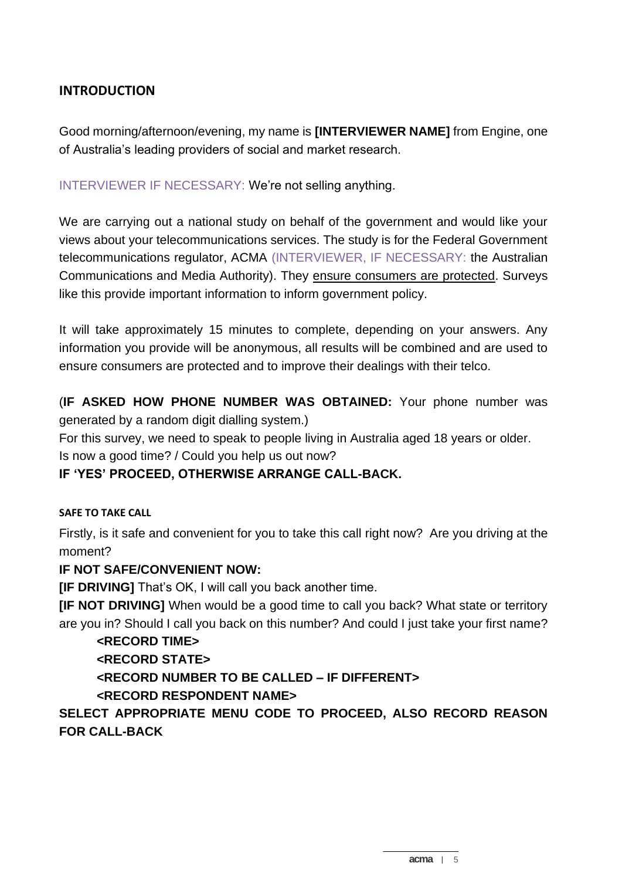## INTRODUCTION

Good morning/afternoon/evening, my name is **[INTERVIEWER NAME]** from Engine, one of Australia's leading providers of social and market research.

INTERVIEWER IF NECESSARY: We're not selling anything.

We are carrying out a national study on behalf of the government and would like your views about your telecommunications services. The study is for the Federal Government telecommunications regulator, ACMA (INTERVIEWER, IF NECESSARY: the Australian Communications and Media Authority). They ensure consumers are protected. Surveys like this provide important information to inform government policy.

It will take approximately 15 minutes to complete, depending on your answers. Any information you provide will be anonymous, all results will be combined and are used to ensure consumers are protected and to improve their dealings with their telco.

(**IF ASKED HOW PHONE NUMBER WAS OBTAINED:** Your phone number was generated by a random digit dialling system.)

For this survey, we need to speak to people living in Australia aged 18 years or older.

Is now a good time? / Could you help us out now?

**IF 'YES' PROCEED, OTHERWISE ARRANGE CALL-BACK.**

#### SAFE TO TAKE CALL

Firstly, is it safe and convenient for you to take this call right now? Are you driving at the moment?

**IF NOT SAFE/CONVENIENT NOW:**

**[IF DRIVING]** That's OK, I will call you back another time.

**[IF NOT DRIVING]** When would be a good time to call you back? What state or territory are you in? Should I call you back on this number? And could I just take your first name?

**<RECORD TIME>**

**<RECORD STATE>**

**<RECORD NUMBER TO BE CALLED – IF DIFFERENT>**

**<RECORD RESPONDENT NAME>**

**SELECT APPROPRIATE MENU CODE TO PROCEED, ALSO RECORD REASON FOR CALL-BACK**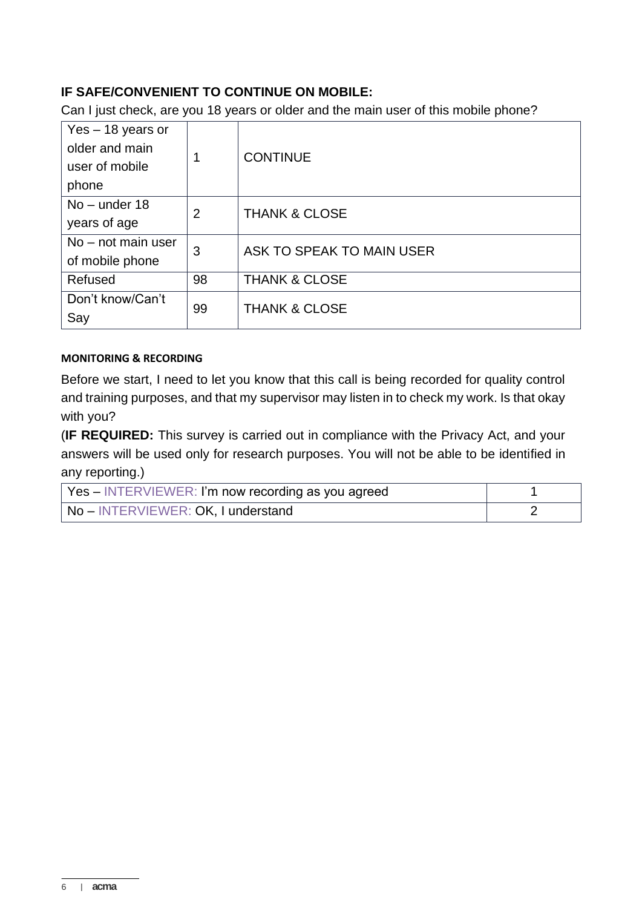**IF SAFE/CONVENIENT TO CONTINUE ON MOBILE:**

Can I just check, are you 18 years or older and the main user of this mobile phone?

| | | |
|---|---|---|
| Yes – 18 years or older and main user of mobile phone | 1 | CONTINUE |
| No – under 18 years of age | 2 | THANK & CLOSE |
| No – not main user of mobile phone | 3 | ASK TO SPEAK TO MAIN USER |
| Refused | 98 | THANK & CLOSE |
| Don't know/Can't Say | 99 | THANK & CLOSE |

**MONITORING & RECORDING**

Before we start, I need to let you know that this call is being recorded for quality control and training purposes, and that my supervisor may listen in to check my work. Is that okay with you?

(**IF REQUIRED:** This survey is carried out in compliance with the Privacy Act, and your answers will be used only for research purposes. You will not be able to be identified in any reporting.)

| | |
|---|---|
| Yes – INTERVIEWER: I'm now recording as you agreed | 1 |
| No – INTERVIEWER: OK, I understand | 2 |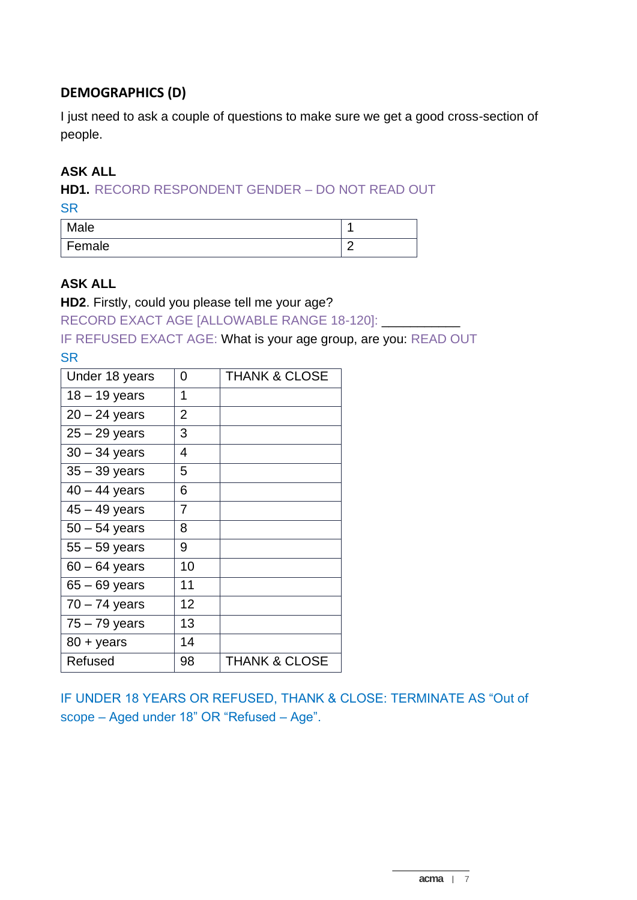## DEMOGRAPHICS (D)

I just need to ask a couple of questions to make sure we get a good cross-section of people.

**ASK ALL**

**HD1.** RECORD RESPONDENT GENDER – DO NOT READ OUT

SR

| Male | 1 |
|---|---|
| Female | 2 |

**ASK ALL**

**HD2**. Firstly, could you please tell me your age?

RECORD EXACT AGE [ALLOWABLE RANGE 18-120]: ___________

IF REFUSED EXACT AGE: What is your age group, are you: READ OUT

SR

| Under 18 years | 0 | THANK & CLOSE |
|---|---|---|
| 18 – 19 years | 1 | |
| 20 – 24 years | 2 | |
| 25 – 29 years | 3 | |
| 30 – 34 years | 4 | |
| 35 – 39 years | 5 | |
| 40 – 44 years | 6 | |
| 45 – 49 years | 7 | |
| 50 – 54 years | 8 | |
| 55 – 59 years | 9 | |
| 60 – 64 years | 10 | |
| 65 – 69 years | 11 | |
| 70 – 74 years | 12 | |
| 75 – 79 years | 13 | |
| 80 + years | 14 | |
| Refused | 98 | THANK & CLOSE |

IF UNDER 18 YEARS OR REFUSED, THANK & CLOSE: TERMINATE AS "Out of scope – Aged under 18" OR "Refused – Age".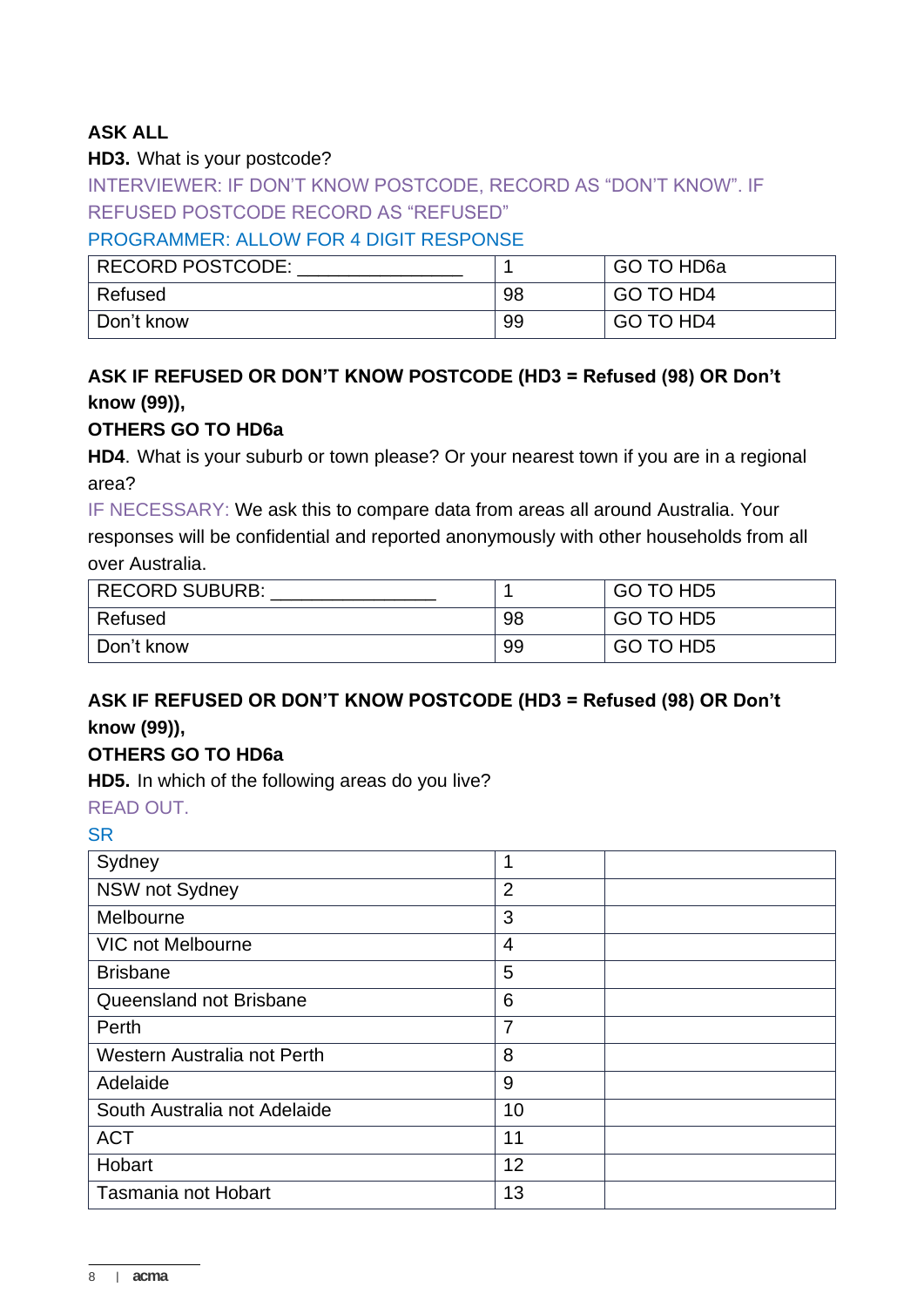**ASK ALL**

**HD3.** What is your postcode?

INTERVIEWER: IF DON'T KNOW POSTCODE, RECORD AS "DON'T KNOW". IF REFUSED POSTCODE RECORD AS "REFUSED"

PROGRAMMER: ALLOW FOR 4 DIGIT RESPONSE

| RECORD POSTCODE: _______________ | 1 | GO TO HD6a |
|---|---|---|
| Refused | 98 | GO TO HD4 |
| Don't know | 99 | GO TO HD4 |

**ASK IF REFUSED OR DON'T KNOW POSTCODE (HD3 = Refused (98) OR Don't know (99)),**

**OTHERS GO TO HD6a**

**HD4**. What is your suburb or town please? Or your nearest town if you are in a regional area?

IF NECESSARY: We ask this to compare data from areas all around Australia. Your responses will be confidential and reported anonymously with other households from all over Australia.

| RECORD SUBURB: _______________ | 1 | GO TO HD5 |
|---|---|---|
| Refused | 98 | GO TO HD5 |
| Don't know | 99 | GO TO HD5 |

**ASK IF REFUSED OR DON'T KNOW POSTCODE (HD3 = Refused (98) OR Don't know (99)),**

**OTHERS GO TO HD6a**

**HD5.** In which of the following areas do you live?

READ OUT.

SR

| Sydney | 1 | |
|---|---|---|
| NSW not Sydney | 2 | |
| Melbourne | 3 | |
| VIC not Melbourne | 4 | |
| Brisbane | 5 | |
| Queensland not Brisbane | 6 | |
| Perth | 7 | |
| Western Australia not Perth | 8 | |
| Adelaide | 9 | |
| South Australia not Adelaide | 10 | |
| ACT | 11 | |
| Hobart | 12 | |
| Tasmania not Hobart | 13 | |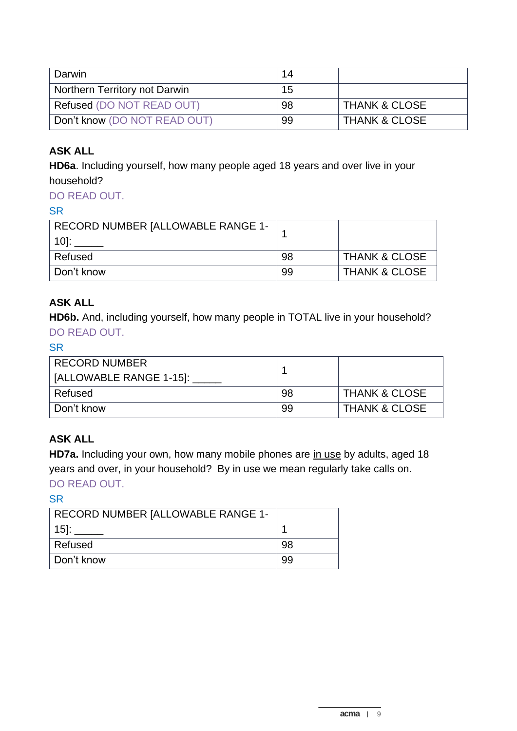| Darwin | 14 | |
| --- | --- | --- |
| Northern Territory not Darwin | 15 | |
| Refused (DO NOT READ OUT) | 98 | THANK & CLOSE |
| Don't know (DO NOT READ OUT) | 99 | THANK & CLOSE |

**ASK ALL**

**HD6a**. Including yourself, how many people aged 18 years and over live in your household?

DO READ OUT.

SR

| RECORD NUMBER [ALLOWABLE RANGE 1-10]: _____ | 1 | |
| --- | --- | --- |
| Refused | 98 | THANK & CLOSE |
| Don't know | 99 | THANK & CLOSE |

**ASK ALL**

**HD6b.** And, including yourself, how many people in TOTAL live in your household?

DO READ OUT.

SR

| RECORD NUMBER [ALLOWABLE RANGE 1-15]: _____ | 1 | |
| --- | --- | --- |
| Refused | 98 | THANK & CLOSE |
| Don't know | 99 | THANK & CLOSE |

**ASK ALL**

**HD7a.** Including your own, how many mobile phones are in use by adults, aged 18 years and over, in your household? By in use we mean regularly take calls on.

DO READ OUT.

SR

| RECORD NUMBER [ALLOWABLE RANGE 1-15]: _____ | 1 |
| --- | --- |
| Refused | 98 |
| Don't know | 99 |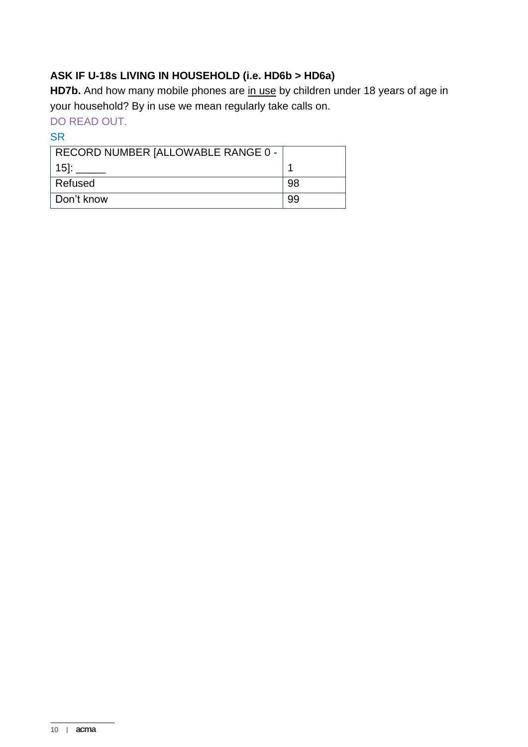**ASK IF U-18s LIVING IN HOUSEHOLD (i.e. HD6b > HD6a)**

**HD7b.** And how many mobile phones are <u>in use</u> by children under 18 years of age in your household? By in use we mean regularly take calls on.

DO READ OUT.

SR

| RECORD NUMBER [ALLOWABLE RANGE 0 - 15]: _____ | 1 |
|---|---|
| Refused | 98 |
| Don't know | 99 |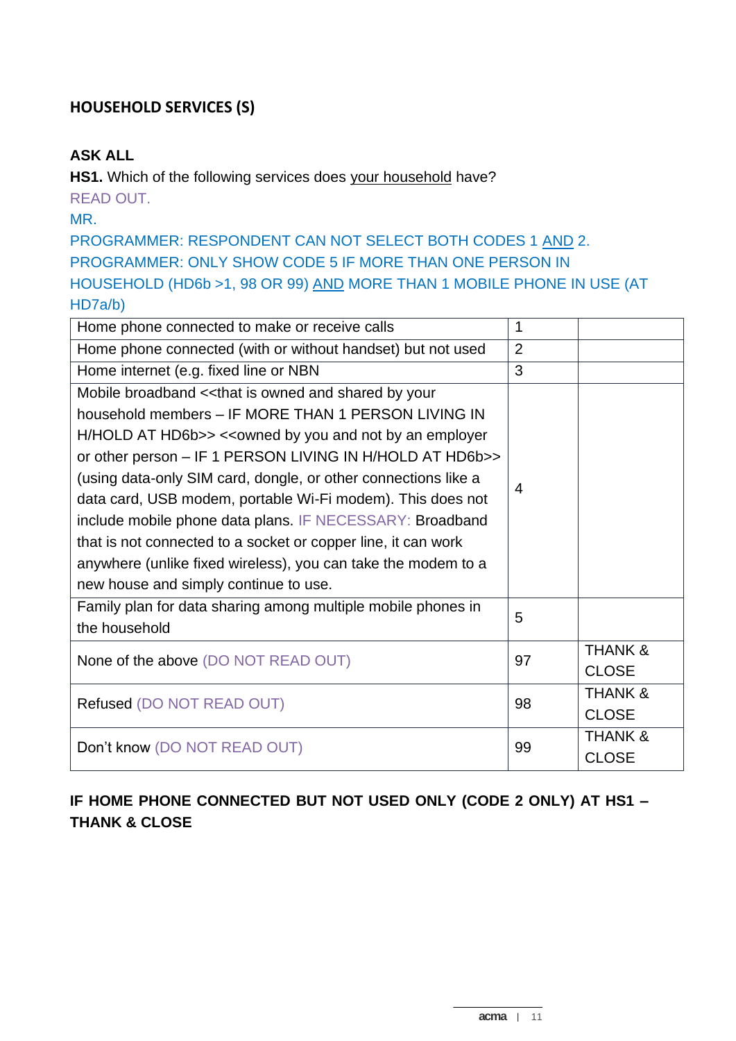## HOUSEHOLD SERVICES (S)

**ASK ALL**

**HS1.** Which of the following services does <u>your household</u> have?

READ OUT.

MR.

PROGRAMMER: RESPONDENT CAN NOT SELECT BOTH CODES 1 <u>AND</u> 2.

PROGRAMMER: ONLY SHOW CODE 5 IF MORE THAN ONE PERSON IN HOUSEHOLD (HD6b >1, 98 OR 99) <u>AND</u> MORE THAN 1 MOBILE PHONE IN USE (AT HD7a/b)

| | | |
|---|---|---|
| Home phone connected to make or receive calls | 1 | |
| Home phone connected (with or without handset) but not used | 2 | |
| Home internet (e.g. fixed line or NBN | 3 | |
| Mobile broadband <<that is owned and shared by your household members – IF MORE THAN 1 PERSON LIVING IN H/HOLD AT HD6b>> <<owned by you and not by an employer or other person – IF 1 PERSON LIVING IN H/HOLD AT HD6b>> (using data-only SIM card, dongle, or other connections like a data card, USB modem, portable Wi-Fi modem). This does not include mobile phone data plans. IF NECESSARY: Broadband that is not connected to a socket or copper line, it can work anywhere (unlike fixed wireless), you can take the modem to a new house and simply continue to use. | 4 | |
| Family plan for data sharing among multiple mobile phones in the household | 5 | |
| None of the above (DO NOT READ OUT) | 97 | THANK & CLOSE |
| Refused (DO NOT READ OUT) | 98 | THANK & CLOSE |
| Don't know (DO NOT READ OUT) | 99 | THANK & CLOSE |

**IF HOME PHONE CONNECTED BUT NOT USED ONLY (CODE 2 ONLY) AT HS1 – THANK & CLOSE**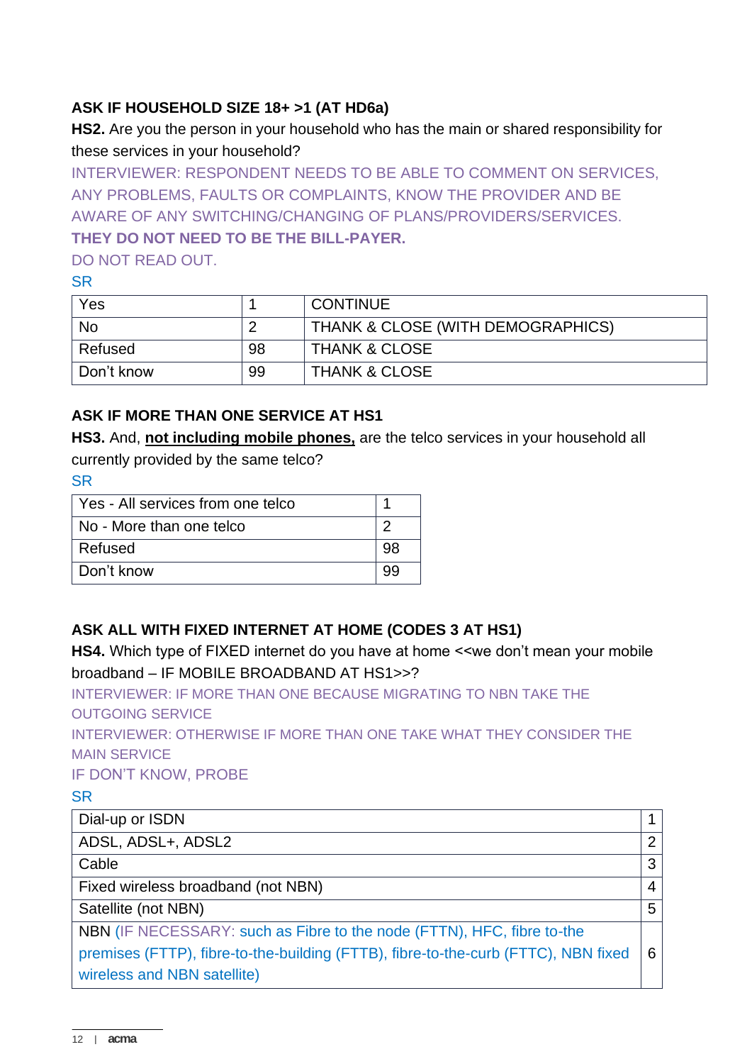**ASK IF HOUSEHOLD SIZE 18+ >1 (AT HD6a)**

**HS2.** Are you the person in your household who has the main or shared responsibility for these services in your household?

INTERVIEWER: RESPONDENT NEEDS TO BE ABLE TO COMMENT ON SERVICES, ANY PROBLEMS, FAULTS OR COMPLAINTS, KNOW THE PROVIDER AND BE AWARE OF ANY SWITCHING/CHANGING OF PLANS/PROVIDERS/SERVICES.

**THEY DO NOT NEED TO BE THE BILL-PAYER.**

DO NOT READ OUT.

SR

| | | |
|---|---|---|
| Yes | 1 | CONTINUE |
| No | 2 | THANK & CLOSE (WITH DEMOGRAPHICS) |
| Refused | 98 | THANK & CLOSE |
| Don't know | 99 | THANK & CLOSE |

**ASK IF MORE THAN ONE SERVICE AT HS1**

**HS3.** And, **<u>not including mobile phones,</u>** are the telco services in your household all currently provided by the same telco?

SR

| | |
|---|---|
| Yes - All services from one telco | 1 |
| No - More than one telco | 2 |
| Refused | 98 |
| Don't know | 99 |

**ASK ALL WITH FIXED INTERNET AT HOME (CODES 3 AT HS1)**

**HS4.** Which type of FIXED internet do you have at home <<we don't mean your mobile broadband – IF MOBILE BROADBAND AT HS1>>?

INTERVIEWER: IF MORE THAN ONE BECAUSE MIGRATING TO NBN TAKE THE OUTGOING SERVICE

INTERVIEWER: OTHERWISE IF MORE THAN ONE TAKE WHAT THEY CONSIDER THE MAIN SERVICE

IF DON'T KNOW, PROBE

SR

| | |
|---|---|
| Dial-up or ISDN | 1 |
| ADSL, ADSL+, ADSL2 | 2 |
| Cable | 3 |
| Fixed wireless broadband (not NBN) | 4 |
| Satellite (not NBN) | 5 |
| NBN (IF NECESSARY: such as Fibre to the node (FTTN), HFC, fibre to-the premises (FTTP), fibre-to-the-building (FTTB), fibre-to-the-curb (FTTC), NBN fixed wireless and NBN satellite) | 6 |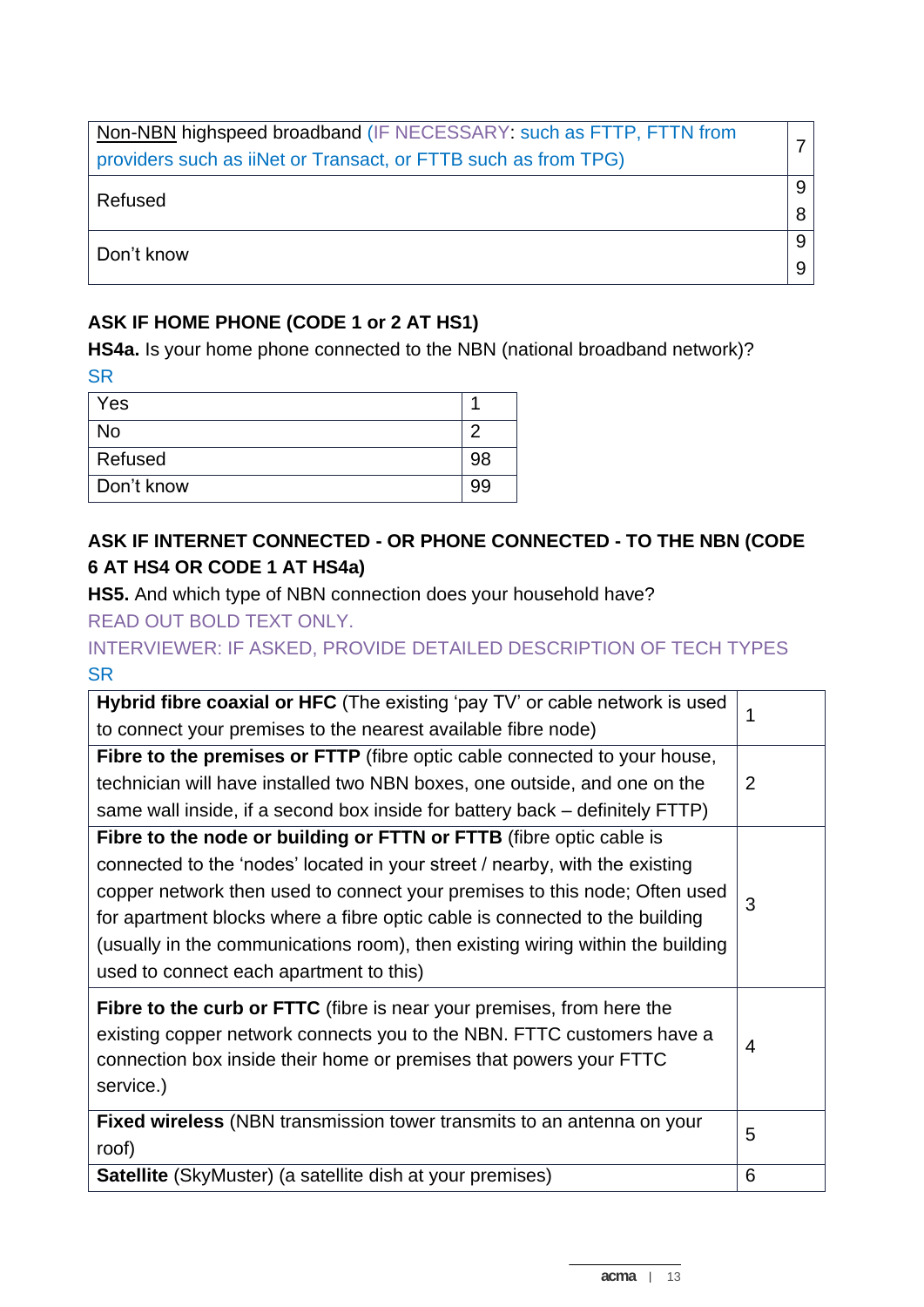| Non-NBN highspeed broadband (IF NECESSARY: such as FTTP, FTTN from providers such as iiNet or Transact, or FTTB such as from TPG) | 7 |
|---|---|
| Refused | 98 |
| Don't know | 99 |

**ASK IF HOME PHONE (CODE 1 or 2 AT HS1)**

**HS4a.** Is your home phone connected to the NBN (national broadband network)?

SR

| Yes | 1 |
|---|---|
| No | 2 |
| Refused | 98 |
| Don't know | 99 |

**ASK IF INTERNET CONNECTED - OR PHONE CONNECTED - TO THE NBN (CODE 6 AT HS4 OR CODE 1 AT HS4a)**

**HS5.** And which type of NBN connection does your household have?

READ OUT BOLD TEXT ONLY.

INTERVIEWER: IF ASKED, PROVIDE DETAILED DESCRIPTION OF TECH TYPES

SR

| **Hybrid fibre coaxial or HFC** (The existing 'pay TV' or cable network is used to connect your premises to the nearest available fibre node) | 1 |
|---|---|
| **Fibre to the premises or FTTP** (fibre optic cable connected to your house, technician will have installed two NBN boxes, one outside, and one on the same wall inside, if a second box inside for battery back – definitely FTTP) | 2 |
| **Fibre to the node or building or FTTN or FTTB** (fibre optic cable is connected to the 'nodes' located in your street / nearby, with the existing copper network then used to connect your premises to this node; Often used for apartment blocks where a fibre optic cable is connected to the building (usually in the communications room), then existing wiring within the building used to connect each apartment to this) | 3 |
| **Fibre to the curb or FTTC** (fibre is near your premises, from here the existing copper network connects you to the NBN. FTTC customers have a connection box inside their home or premises that powers your FTTC service.) | 4 |
| **Fixed wireless** (NBN transmission tower transmits to an antenna on your roof) | 5 |
| **Satellite** (SkyMuster) (a satellite dish at your premises) | 6 |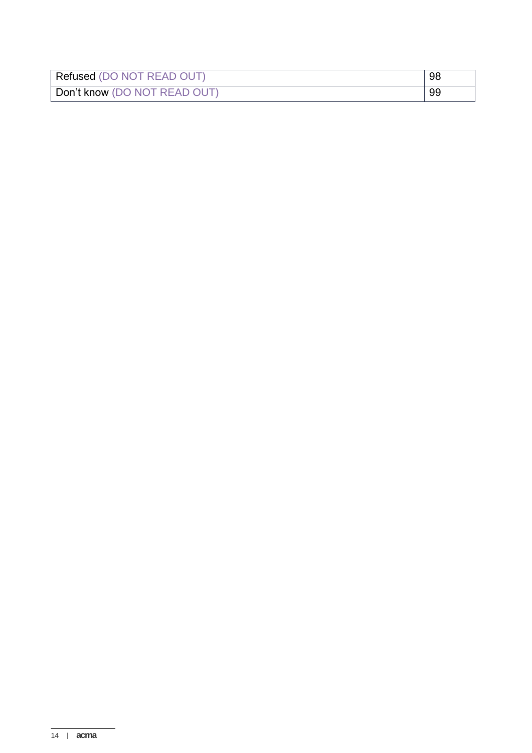| | |
|---|---|
| Refused (DO NOT READ OUT) | 98 |
| Don't know (DO NOT READ OUT) | 99 |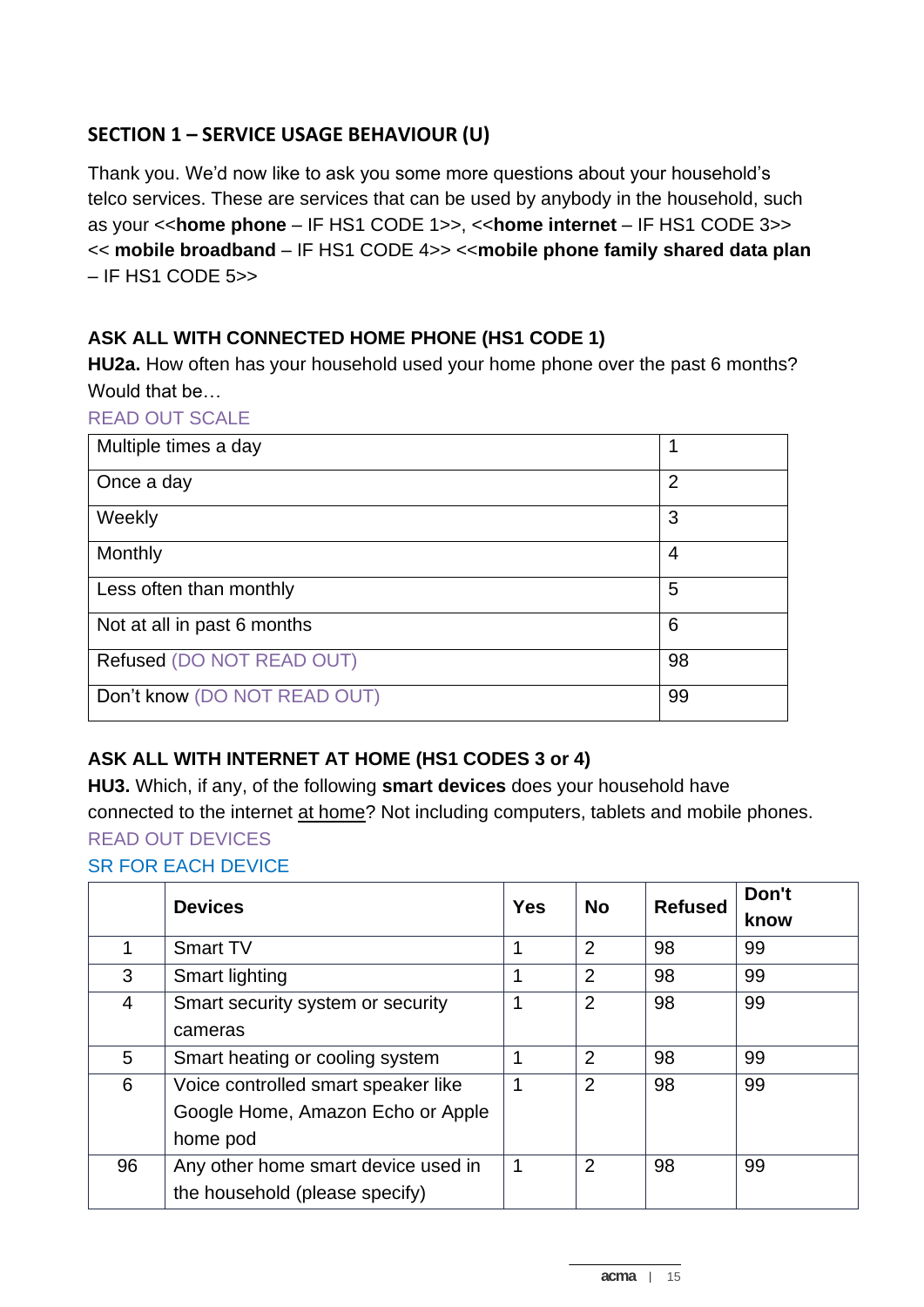## SECTION 1 – SERVICE USAGE BEHAVIOUR (U)

Thank you. We'd now like to ask you some more questions about your household's telco services. These are services that can be used by anybody in the household, such as your <<**home phone** – IF HS1 CODE 1>>, <<**home internet** – IF HS1 CODE 3>> << **mobile broadband** – IF HS1 CODE 4>> <<**mobile phone family shared data plan** – IF HS1 CODE 5>>

**ASK ALL WITH CONNECTED HOME PHONE (HS1 CODE 1)**

**HU2a.** How often has your household used your home phone over the past 6 months? Would that be…

READ OUT SCALE

| | |
|---|---|
| Multiple times a day | 1 |
| Once a day | 2 |
| Weekly | 3 |
| Monthly | 4 |
| Less often than monthly | 5 |
| Not at all in past 6 months | 6 |
| Refused (DO NOT READ OUT) | 98 |
| Don't know (DO NOT READ OUT) | 99 |

**ASK ALL WITH INTERNET AT HOME (HS1 CODES 3 or 4)**

**HU3.** Which, if any, of the following **smart devices** does your household have connected to the internet at home? Not including computers, tablets and mobile phones.

READ OUT DEVICES

SR FOR EACH DEVICE

| | Devices | Yes | No | Refused | Don't know |
|---|---|---|---|---|---|
| 1 | Smart TV | 1 | 2 | 98 | 99 |
| 3 | Smart lighting | 1 | 2 | 98 | 99 |
| 4 | Smart security system or security cameras | 1 | 2 | 98 | 99 |
| 5 | Smart heating or cooling system | 1 | 2 | 98 | 99 |
| 6 | Voice controlled smart speaker like Google Home, Amazon Echo or Apple home pod | 1 | 2 | 98 | 99 |
| 96 | Any other home smart device used in the household (please specify) | 1 | 2 | 98 | 99 |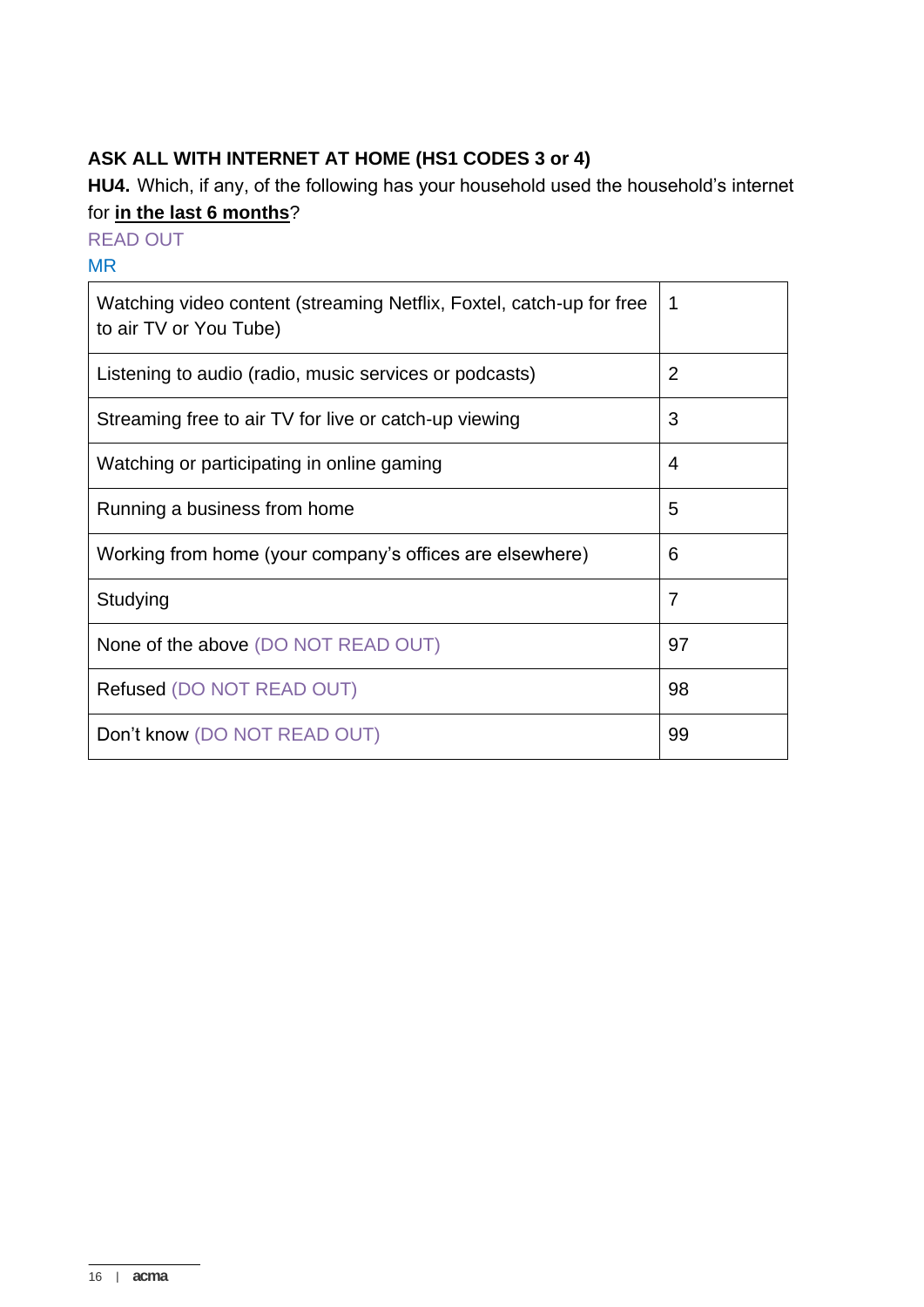**ASK ALL WITH INTERNET AT HOME (HS1 CODES 3 or 4)**

**HU4.** Which, if any, of the following has your household used the household's internet for **in the last 6 months**?

READ OUT

MR

| Watching video content (streaming Netflix, Foxtel, catch-up for free to air TV or You Tube) | 1 |
|---|---|
| Listening to audio (radio, music services or podcasts) | 2 |
| Streaming free to air TV for live or catch-up viewing | 3 |
| Watching or participating in online gaming | 4 |
| Running a business from home | 5 |
| Working from home (your company's offices are elsewhere) | 6 |
| Studying | 7 |
| None of the above (DO NOT READ OUT) | 97 |
| Refused (DO NOT READ OUT) | 98 |
| Don't know (DO NOT READ OUT) | 99 |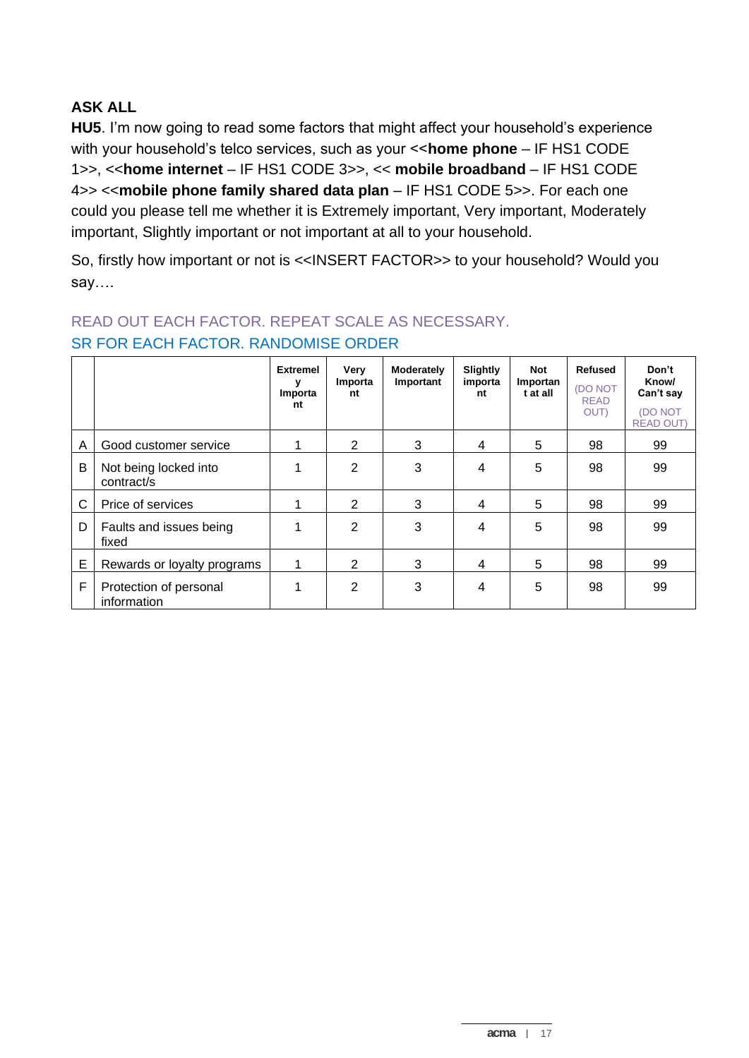**ASK ALL**

**HU5**. I'm now going to read some factors that might affect your household's experience with your household's telco services, such as your <<**home phone** – IF HS1 CODE 1>>, <<**home internet** – IF HS1 CODE 3>>, << **mobile broadband** – IF HS1 CODE 4>> <<**mobile phone family shared data plan** – IF HS1 CODE 5>>. For each one could you please tell me whether it is Extremely important, Very important, Moderately important, Slightly important or not important at all to your household.

So, firstly how important or not is <<INSERT FACTOR>> to your household? Would you say….

READ OUT EACH FACTOR. REPEAT SCALE AS NECESSARY.
SR FOR EACH FACTOR. RANDOMISE ORDER

| | | Extremely Important | Very Important | Moderately Important | Slightly important | Not Important at all | Refused (DO NOT READ OUT) | Don't Know/ Can't say (DO NOT READ OUT) |
|---|---|---|---|---|---|---|---|---|
| A | Good customer service | 1 | 2 | 3 | 4 | 5 | 98 | 99 |
| B | Not being locked into contract/s | 1 | 2 | 3 | 4 | 5 | 98 | 99 |
| C | Price of services | 1 | 2 | 3 | 4 | 5 | 98 | 99 |
| D | Faults and issues being fixed | 1 | 2 | 3 | 4 | 5 | 98 | 99 |
| E | Rewards or loyalty programs | 1 | 2 | 3 | 4 | 5 | 98 | 99 |
| F | Protection of personal information | 1 | 2 | 3 | 4 | 5 | 98 | 99 |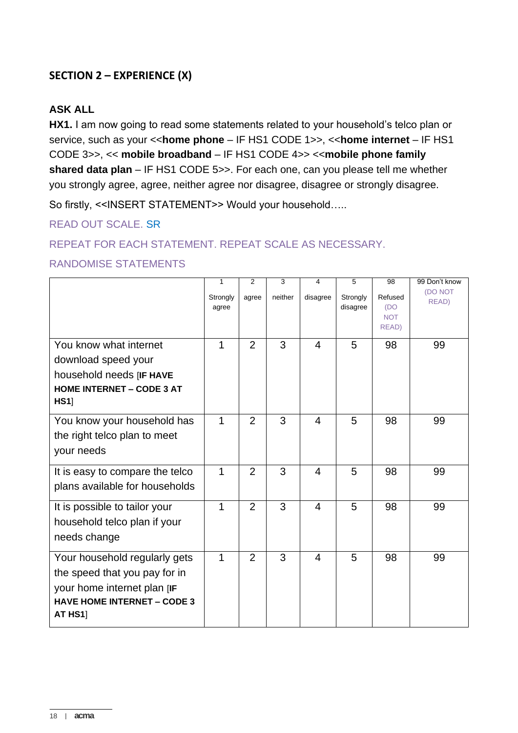## SECTION 2 – EXPERIENCE (X)

**ASK ALL**

**HX1.** I am now going to read some statements related to your household's telco plan or service, such as your <<**home phone** – IF HS1 CODE 1>>, <<**home internet** – IF HS1 CODE 3>>, << **mobile broadband** – IF HS1 CODE 4>> <<**mobile phone family shared data plan** – IF HS1 CODE 5>>. For each one, can you please tell me whether you strongly agree, agree, neither agree nor disagree, disagree or strongly disagree.

So firstly, <<INSERT STATEMENT>> Would your household…..

READ OUT SCALE. SR

REPEAT FOR EACH STATEMENT. REPEAT SCALE AS NECESSARY.

RANDOMISE STATEMENTS

| | 1 Strongly agree | 2 agree | 3 neither | 4 disagree | 5 Strongly disagree | 98 Refused (DO NOT READ) | 99 Don't know (DO NOT READ) |
|---|---|---|---|---|---|---|---|
| You know what internet download speed your household needs [**IF HAVE HOME INTERNET – CODE 3 AT HS1**] | 1 | 2 | 3 | 4 | 5 | 98 | 99 |
| You know your household has the right telco plan to meet your needs | 1 | 2 | 3 | 4 | 5 | 98 | 99 |
| It is easy to compare the telco plans available for households | 1 | 2 | 3 | 4 | 5 | 98 | 99 |
| It is possible to tailor your household telco plan if your needs change | 1 | 2 | 3 | 4 | 5 | 98 | 99 |
| Your household regularly gets the speed that you pay for in your home internet plan [**IF HAVE HOME INTERNET – CODE 3 AT HS1**] | 1 | 2 | 3 | 4 | 5 | 98 | 99 |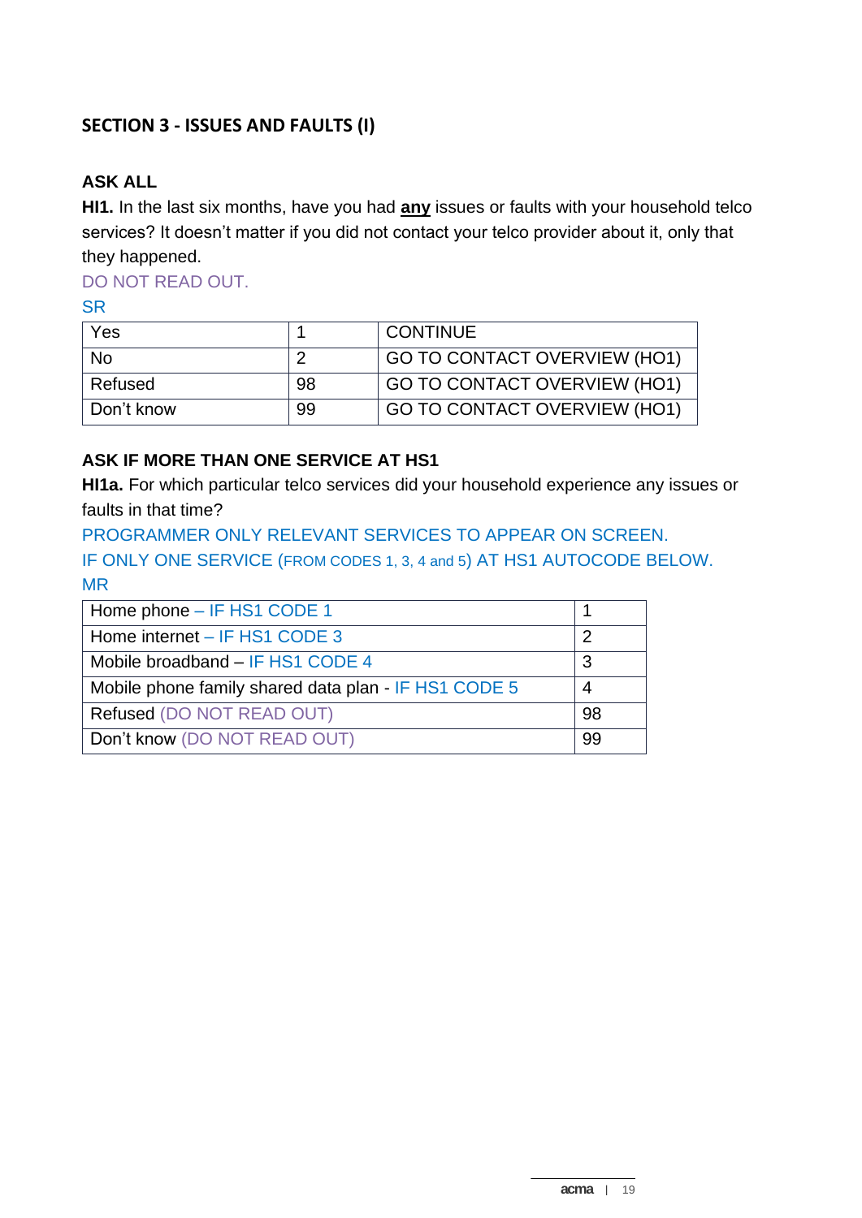## SECTION 3 - ISSUES AND FAULTS (I)

**ASK ALL**

**HI1.** In the last six months, have you had **<u>any</u>** issues or faults with your household telco services? It doesn't matter if you did not contact your telco provider about it, only that they happened.

DO NOT READ OUT.

SR

| Yes | 1 | CONTINUE |
|---|---|---|
| No | 2 | GO TO CONTACT OVERVIEW (HO1) |
| Refused | 98 | GO TO CONTACT OVERVIEW (HO1) |
| Don't know | 99 | GO TO CONTACT OVERVIEW (HO1) |

**ASK IF MORE THAN ONE SERVICE AT HS1**

**HI1a.** For which particular telco services did your household experience any issues or faults in that time?

PROGRAMMER ONLY RELEVANT SERVICES TO APPEAR ON SCREEN.

IF ONLY ONE SERVICE (FROM CODES 1, 3, 4 and 5) AT HS1 AUTOCODE BELOW.

MR

| Home phone – IF HS1 CODE 1 | 1 |
|---|---|
| Home internet – IF HS1 CODE 3 | 2 |
| Mobile broadband – IF HS1 CODE 4 | 3 |
| Mobile phone family shared data plan - IF HS1 CODE 5 | 4 |
| Refused (DO NOT READ OUT) | 98 |
| Don't know (DO NOT READ OUT) | 99 |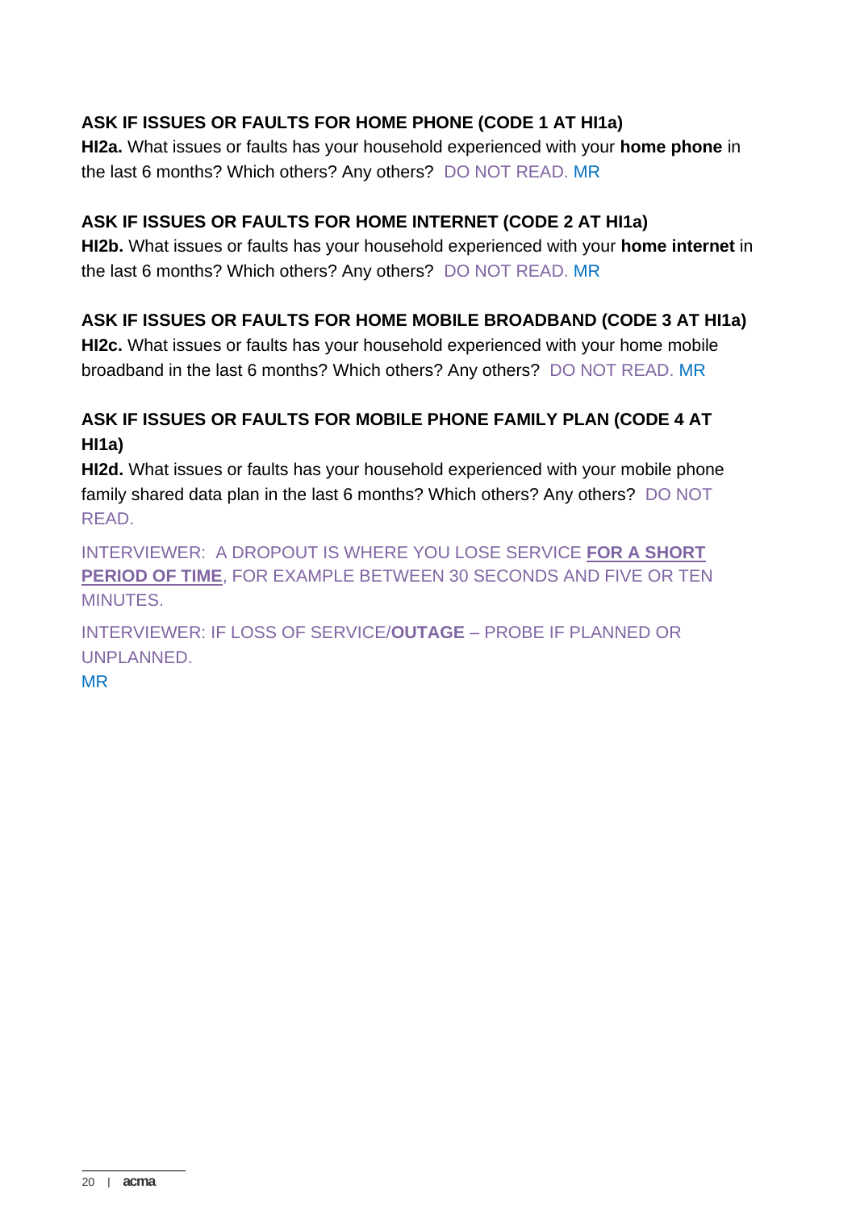**ASK IF ISSUES OR FAULTS FOR HOME PHONE (CODE 1 AT HI1a)**

**HI2a.** What issues or faults has your household experienced with your **home phone** in the last 6 months? Which others? Any others? DO NOT READ. MR

**ASK IF ISSUES OR FAULTS FOR HOME INTERNET (CODE 2 AT HI1a)**

**HI2b.** What issues or faults has your household experienced with your **home internet** in the last 6 months? Which others? Any others? DO NOT READ. MR

**ASK IF ISSUES OR FAULTS FOR HOME MOBILE BROADBAND (CODE 3 AT HI1a)**

**HI2c.** What issues or faults has your household experienced with your home mobile broadband in the last 6 months? Which others? Any others? DO NOT READ. MR

**ASK IF ISSUES OR FAULTS FOR MOBILE PHONE FAMILY PLAN (CODE 4 AT HI1a)**

**HI2d.** What issues or faults has your household experienced with your mobile phone family shared data plan in the last 6 months? Which others? Any others? DO NOT READ.

INTERVIEWER: A DROPOUT IS WHERE YOU LOSE SERVICE **FOR A SHORT PERIOD OF TIME**, FOR EXAMPLE BETWEEN 30 SECONDS AND FIVE OR TEN MINUTES.

INTERVIEWER: IF LOSS OF SERVICE/**OUTAGE** – PROBE IF PLANNED OR UNPLANNED.

MR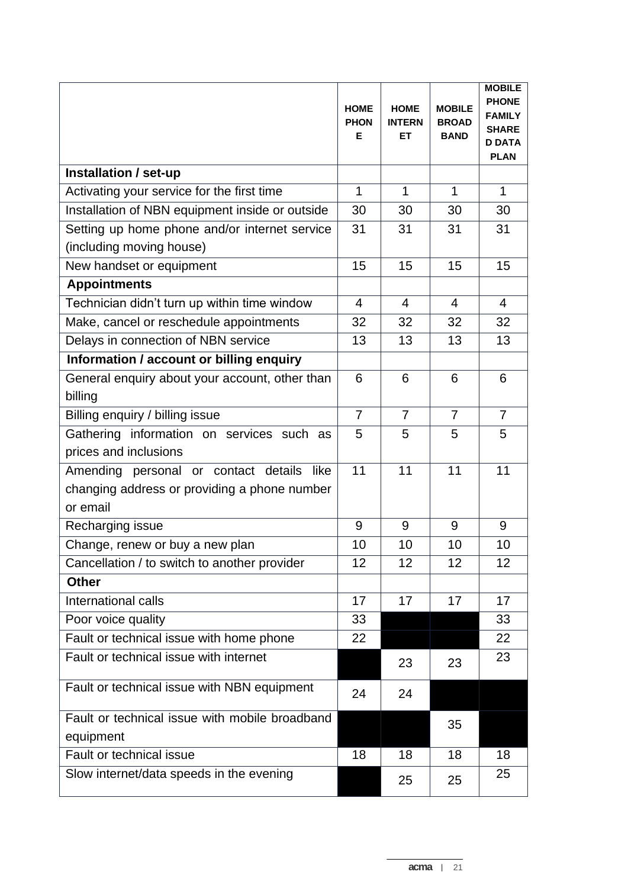| | HOME PHONE | HOME INTERNET | MOBILE BROADBAND | MOBILE PHONE FAMILY SHARED DATA PLAN |
|---|---|---|---|---|
| **Installation / set-up** | | | | |
| Activating your service for the first time | 1 | 1 | 1 | 1 |
| Installation of NBN equipment inside or outside | 30 | 30 | 30 | 30 |
| Setting up home phone and/or internet service (including moving house) | 31 | 31 | 31 | 31 |
| New handset or equipment | 15 | 15 | 15 | 15 |
| **Appointments** | | | | |
| Technician didn't turn up within time window | 4 | 4 | 4 | 4 |
| Make, cancel or reschedule appointments | 32 | 32 | 32 | 32 |
| Delays in connection of NBN service | 13 | 13 | 13 | 13 |
| **Information / account or billing enquiry** | | | | |
| General enquiry about your account, other than billing | 6 | 6 | 6 | 6 |
| Billing enquiry / billing issue | 7 | 7 | 7 | 7 |
| Gathering information on services such as prices and inclusions | 5 | 5 | 5 | 5 |
| Amending personal or contact details like changing address or providing a phone number or email | 11 | 11 | 11 | 11 |
| Recharging issue | 9 | 9 | 9 | 9 |
| Change, renew or buy a new plan | 10 | 10 | 10 | 10 |
| Cancellation / to switch to another provider | 12 | 12 | 12 | 12 |
| **Other** | | | | |
| International calls | 17 | 17 | 17 | 17 |
| Poor voice quality | 33 | | | 33 |
| Fault or technical issue with home phone | 22 | | | 22 |
| Fault or technical issue with internet | | 23 | 23 | 23 |
| Fault or technical issue with NBN equipment | 24 | 24 | | |
| Fault or technical issue with mobile broadband equipment | | | 35 | |
| Fault or technical issue | 18 | 18 | 18 | 18 |
| Slow internet/data speeds in the evening | | 25 | 25 | 25 |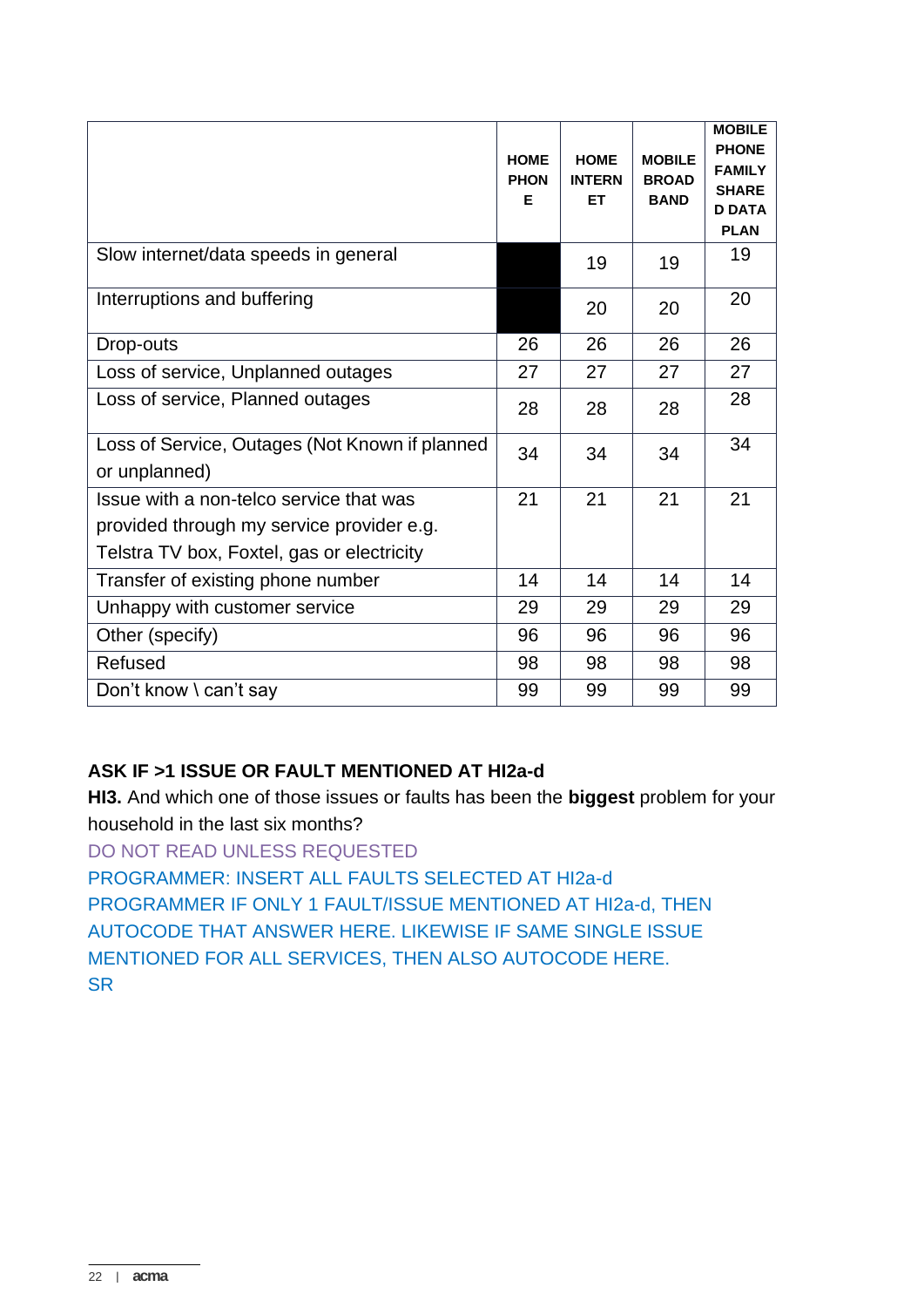| | HOME PHONE | HOME INTERNET | MOBILE BROADBAND | MOBILE PHONE FAMILY SHARED DATA PLAN |
|---|---|---|---|---|
| Slow internet/data speeds in general | | 19 | 19 | 19 |
| Interruptions and buffering | | 20 | 20 | 20 |
| Drop-outs | 26 | 26 | 26 | 26 |
| Loss of service, Unplanned outages | 27 | 27 | 27 | 27 |
| Loss of service, Planned outages | 28 | 28 | 28 | 28 |
| Loss of Service, Outages (Not Known if planned or unplanned) | 34 | 34 | 34 | 34 |
| Issue with a non-telco service that was provided through my service provider e.g. Telstra TV box, Foxtel, gas or electricity | 21 | 21 | 21 | 21 |
| Transfer of existing phone number | 14 | 14 | 14 | 14 |
| Unhappy with customer service | 29 | 29 | 29 | 29 |
| Other (specify) | 96 | 96 | 96 | 96 |
| Refused | 98 | 98 | 98 | 98 |
| Don't know \ can't say | 99 | 99 | 99 | 99 |

**ASK IF >1 ISSUE OR FAULT MENTIONED AT HI2a-d**

**HI3.** And which one of those issues or faults has been the **biggest** problem for your household in the last six months?

DO NOT READ UNLESS REQUESTED

PROGRAMMER: INSERT ALL FAULTS SELECTED AT HI2a-d

PROGRAMMER IF ONLY 1 FAULT/ISSUE MENTIONED AT HI2a-d, THEN AUTOCODE THAT ANSWER HERE. LIKEWISE IF SAME SINGLE ISSUE MENTIONED FOR ALL SERVICES, THEN ALSO AUTOCODE HERE.

SR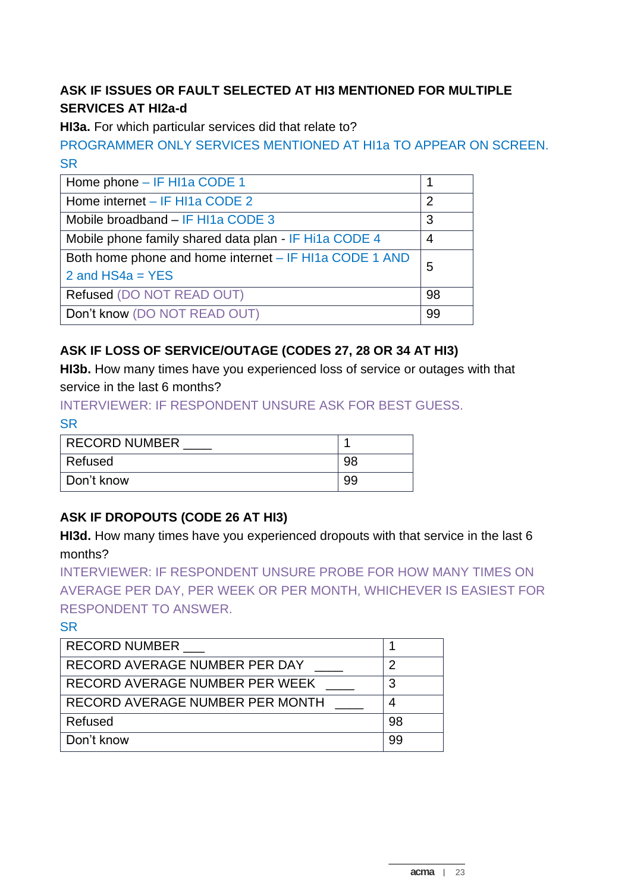**ASK IF ISSUES OR FAULT SELECTED AT HI3 MENTIONED FOR MULTIPLE SERVICES AT HI2a-d**

**HI3a.** For which particular services did that relate to?

PROGRAMMER ONLY SERVICES MENTIONED AT HI1a TO APPEAR ON SCREEN.

SR

| | |
|---|---|
| Home phone – IF HI1a CODE 1 | 1 |
| Home internet – IF HI1a CODE 2 | 2 |
| Mobile broadband – IF HI1a CODE 3 | 3 |
| Mobile phone family shared data plan - IF Hi1a CODE 4 | 4 |
| Both home phone and home internet – IF HI1a CODE 1 AND 2 and HS4a = YES | 5 |
| Refused (DO NOT READ OUT) | 98 |
| Don't know (DO NOT READ OUT) | 99 |

**ASK IF LOSS OF SERVICE/OUTAGE (CODES 27, 28 OR 34 AT HI3)**

**HI3b.** How many times have you experienced loss of service or outages with that service in the last 6 months?

INTERVIEWER: IF RESPONDENT UNSURE ASK FOR BEST GUESS.

SR

| | |
|---|---|
| RECORD NUMBER ____ | 1 |
| Refused | 98 |
| Don't know | 99 |

**ASK IF DROPOUTS (CODE 26 AT HI3)**

**HI3d.** How many times have you experienced dropouts with that service in the last 6 months?

INTERVIEWER: IF RESPONDENT UNSURE PROBE FOR HOW MANY TIMES ON AVERAGE PER DAY, PER WEEK OR PER MONTH, WHICHEVER IS EASIEST FOR RESPONDENT TO ANSWER.

SR

| | |
|---|---|
| RECORD NUMBER ___ | 1 |
| RECORD AVERAGE NUMBER PER DAY ____ | 2 |
| RECORD AVERAGE NUMBER PER WEEK ____ | 3 |
| RECORD AVERAGE NUMBER PER MONTH ____ | 4 |
| Refused | 98 |
| Don't know | 99 |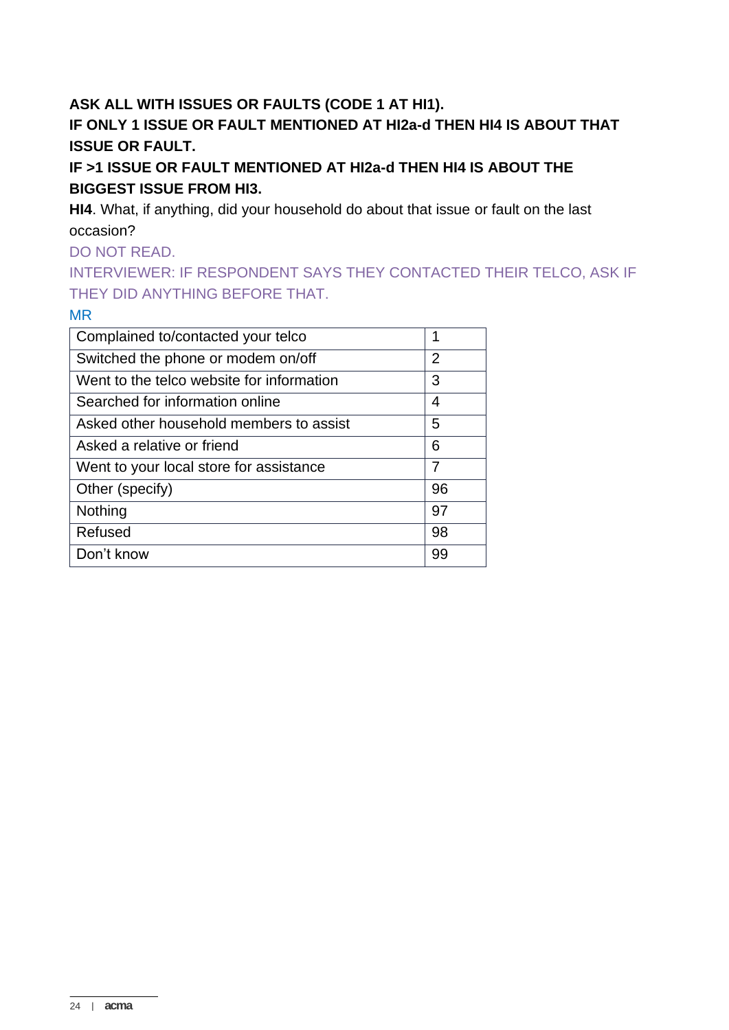**ASK ALL WITH ISSUES OR FAULTS (CODE 1 AT HI1).**

**IF ONLY 1 ISSUE OR FAULT MENTIONED AT HI2a-d THEN HI4 IS ABOUT THAT ISSUE OR FAULT.**

**IF >1 ISSUE OR FAULT MENTIONED AT HI2a-d THEN HI4 IS ABOUT THE BIGGEST ISSUE FROM HI3.**

**HI4**. What, if anything, did your household do about that issue or fault on the last occasion?

DO NOT READ.

INTERVIEWER: IF RESPONDENT SAYS THEY CONTACTED THEIR TELCO, ASK IF THEY DID ANYTHING BEFORE THAT.

MR

| | |
|---|---|
| Complained to/contacted your telco | 1 |
| Switched the phone or modem on/off | 2 |
| Went to the telco website for information | 3 |
| Searched for information online | 4 |
| Asked other household members to assist | 5 |
| Asked a relative or friend | 6 |
| Went to your local store for assistance | 7 |
| Other (specify) | 96 |
| Nothing | 97 |
| Refused | 98 |
| Don't know | 99 |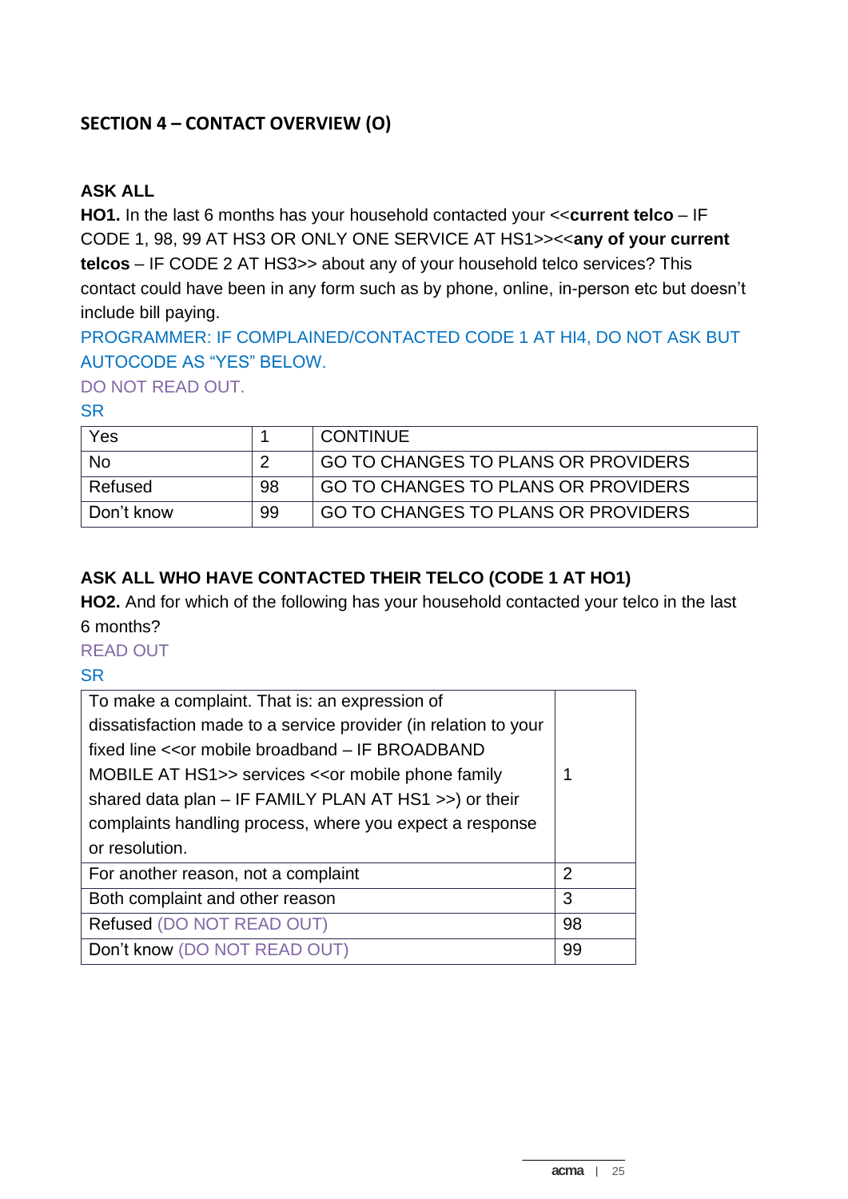## SECTION 4 – CONTACT OVERVIEW (O)

**ASK ALL**

**HO1.** In the last 6 months has your household contacted your <<**current telco** – IF CODE 1, 98, 99 AT HS3 OR ONLY ONE SERVICE AT HS1>><<**any of your current telcos** – IF CODE 2 AT HS3>> about any of your household telco services? This contact could have been in any form such as by phone, online, in-person etc but doesn't include bill paying.

PROGRAMMER: IF COMPLAINED/CONTACTED CODE 1 AT HI4, DO NOT ASK BUT AUTOCODE AS "YES" BELOW.

DO NOT READ OUT.

SR

| Yes | 1 | CONTINUE |
|---|---|---|
| No | 2 | GO TO CHANGES TO PLANS OR PROVIDERS |
| Refused | 98 | GO TO CHANGES TO PLANS OR PROVIDERS |
| Don't know | 99 | GO TO CHANGES TO PLANS OR PROVIDERS |

**ASK ALL WHO HAVE CONTACTED THEIR TELCO (CODE 1 AT HO1)**

**HO2.** And for which of the following has your household contacted your telco in the last 6 months?

READ OUT

SR

| To make a complaint. That is: an expression of dissatisfaction made to a service provider (in relation to your fixed line <<or mobile broadband – IF BROADBAND MOBILE AT HS1>> services <<or mobile phone family shared data plan – IF FAMILY PLAN AT HS1 >>) or their complaints handling process, where you expect a response or resolution. | 1 |
|---|---|
| For another reason, not a complaint | 2 |
| Both complaint and other reason | 3 |
| Refused (DO NOT READ OUT) | 98 |
| Don't know (DO NOT READ OUT) | 99 |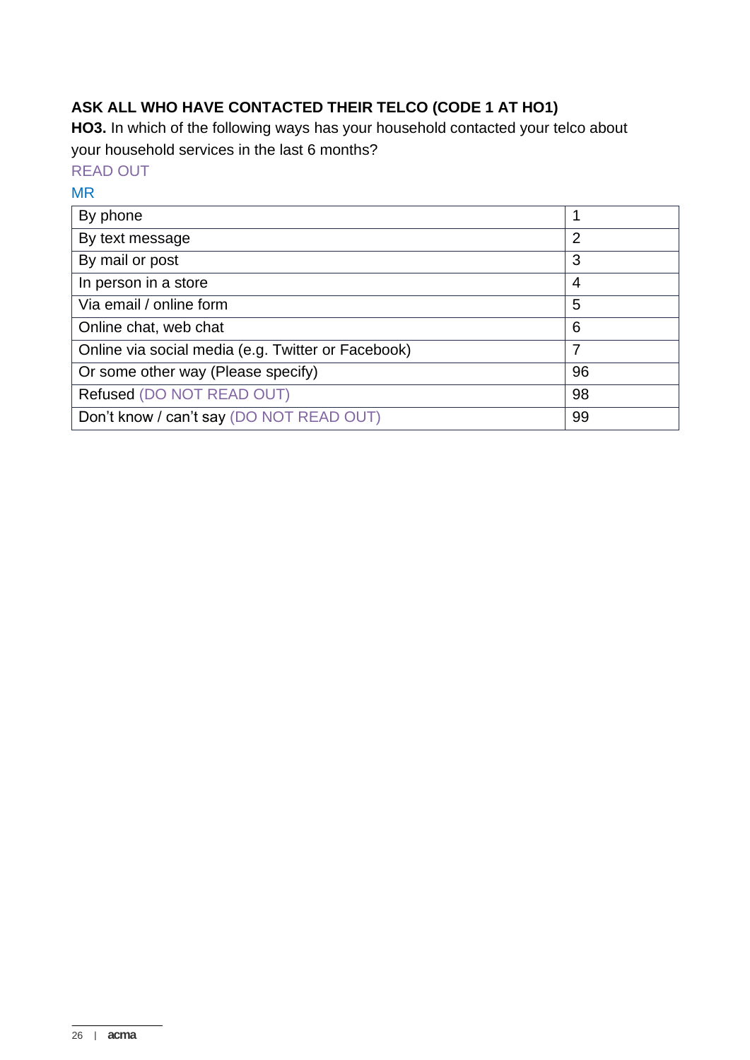**ASK ALL WHO HAVE CONTACTED THEIR TELCO (CODE 1 AT HO1)**

**HO3.** In which of the following ways has your household contacted your telco about your household services in the last 6 months?

READ OUT

MR

| By phone | 1 |
|---|---|
| By text message | 2 |
| By mail or post | 3 |
| In person in a store | 4 |
| Via email / online form | 5 |
| Online chat, web chat | 6 |
| Online via social media (e.g. Twitter or Facebook) | 7 |
| Or some other way (Please specify) | 96 |
| Refused (DO NOT READ OUT) | 98 |
| Don't know / can't say (DO NOT READ OUT) | 99 |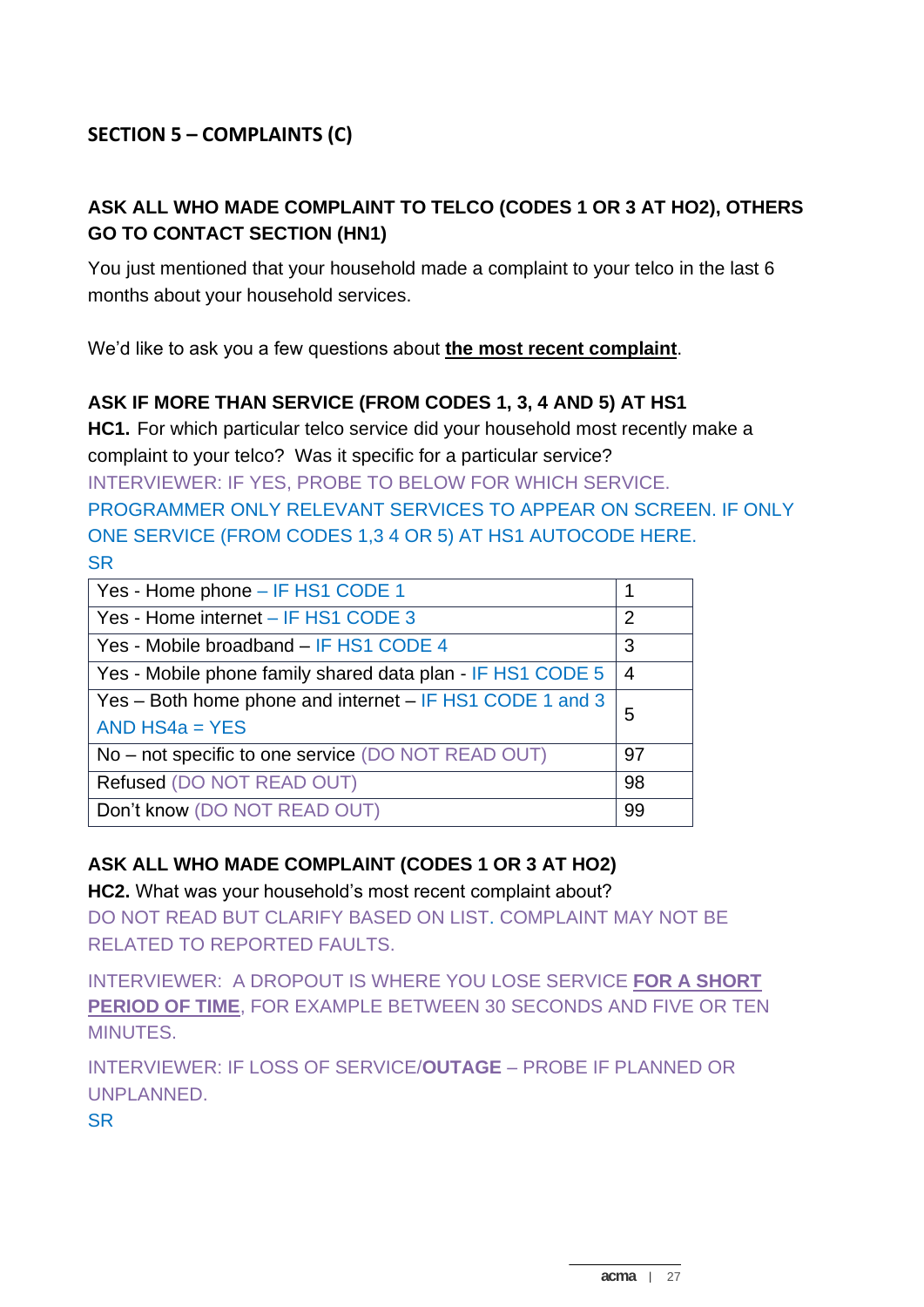## SECTION 5 – COMPLAINTS (C)

**ASK ALL WHO MADE COMPLAINT TO TELCO (CODES 1 OR 3 AT HO2), OTHERS GO TO CONTACT SECTION (HN1)**

You just mentioned that your household made a complaint to your telco in the last 6 months about your household services.

We'd like to ask you a few questions about **the most recent complaint**.

**ASK IF MORE THAN SERVICE (FROM CODES 1, 3, 4 AND 5) AT HS1**

**HC1.** For which particular telco service did your household most recently make a complaint to your telco? Was it specific for a particular service?

INTERVIEWER: IF YES, PROBE TO BELOW FOR WHICH SERVICE.

PROGRAMMER ONLY RELEVANT SERVICES TO APPEAR ON SCREEN. IF ONLY ONE SERVICE (FROM CODES 1,3 4 OR 5) AT HS1 AUTOCODE HERE.

SR

| | |
|---|---|
| Yes - Home phone – IF HS1 CODE 1 | 1 |
| Yes - Home internet – IF HS1 CODE 3 | 2 |
| Yes - Mobile broadband – IF HS1 CODE 4 | 3 |
| Yes - Mobile phone family shared data plan - IF HS1 CODE 5 | 4 |
| Yes – Both home phone and internet – IF HS1 CODE 1 and 3 AND HS4a = YES | 5 |
| No – not specific to one service (DO NOT READ OUT) | 97 |
| Refused (DO NOT READ OUT) | 98 |
| Don't know (DO NOT READ OUT) | 99 |

**ASK ALL WHO MADE COMPLAINT (CODES 1 OR 3 AT HO2)**

**HC2.** What was your household's most recent complaint about?

DO NOT READ BUT CLARIFY BASED ON LIST. COMPLAINT MAY NOT BE RELATED TO REPORTED FAULTS.

INTERVIEWER: A DROPOUT IS WHERE YOU LOSE SERVICE **FOR A SHORT PERIOD OF TIME**, FOR EXAMPLE BETWEEN 30 SECONDS AND FIVE OR TEN MINUTES.

INTERVIEWER: IF LOSS OF SERVICE/**OUTAGE** – PROBE IF PLANNED OR UNPLANNED.

SR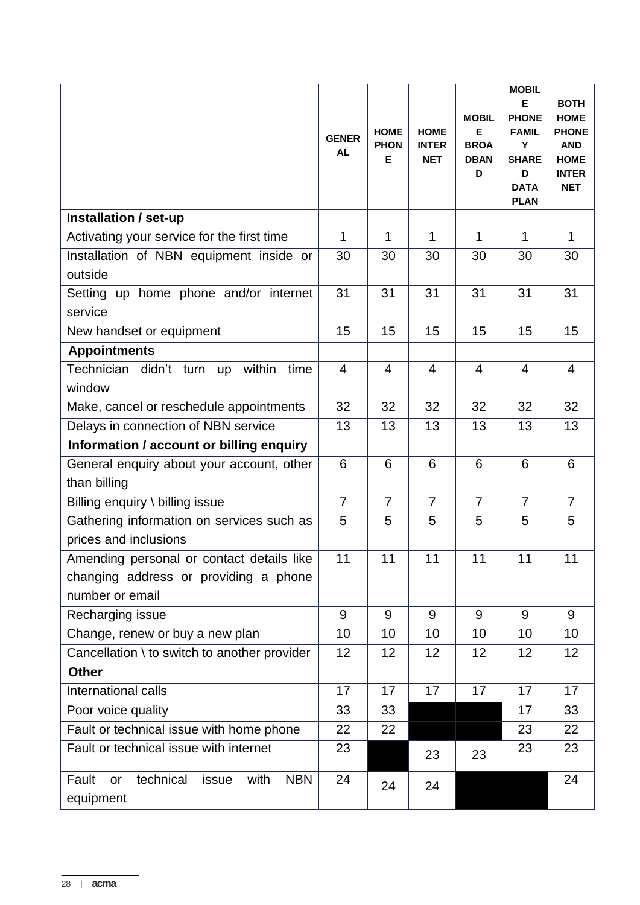| | GENERAL | HOME PHONE | HOME INTERNET | MOBILE BROADBAND | MOBILE PHONE FAMILY SHARED DATA PLAN | BOTH HOME PHONE AND HOME INTERNET |
|---|---|---|---|---|---|---|
| **Installation / set-up** | | | | | | |
| Activating your service for the first time | 1 | 1 | 1 | 1 | 1 | 1 |
| Installation of NBN equipment inside or outside | 30 | 30 | 30 | 30 | 30 | 30 |
| Setting up home phone and/or internet service | 31 | 31 | 31 | 31 | 31 | 31 |
| New handset or equipment | 15 | 15 | 15 | 15 | 15 | 15 |
| **Appointments** | | | | | | |
| Technician didn't turn up within time window | 4 | 4 | 4 | 4 | 4 | 4 |
| Make, cancel or reschedule appointments | 32 | 32 | 32 | 32 | 32 | 32 |
| Delays in connection of NBN service | 13 | 13 | 13 | 13 | 13 | 13 |
| **Information / account or billing enquiry** | | | | | | |
| General enquiry about your account, other than billing | 6 | 6 | 6 | 6 | 6 | 6 |
| Billing enquiry \ billing issue | 7 | 7 | 7 | 7 | 7 | 7 |
| Gathering information on services such as prices and inclusions | 5 | 5 | 5 | 5 | 5 | 5 |
| Amending personal or contact details like changing address or providing a phone number or email | 11 | 11 | 11 | 11 | 11 | 11 |
| Recharging issue | 9 | 9 | 9 | 9 | 9 | 9 |
| Change, renew or buy a new plan | 10 | 10 | 10 | 10 | 10 | 10 |
| Cancellation \ to switch to another provider | 12 | 12 | 12 | 12 | 12 | 12 |
| **Other** | | | | | | |
| International calls | 17 | 17 | 17 | 17 | 17 | 17 |
| Poor voice quality | 33 | 33 | | | 17 | 33 |
| Fault or technical issue with home phone | 22 | 22 | | | 23 | 22 |
| Fault or technical issue with internet | 23 | | 23 | 23 | 23 | 23 |
| Fault or technical issue with NBN equipment | 24 | 24 | 24 | | | 24 |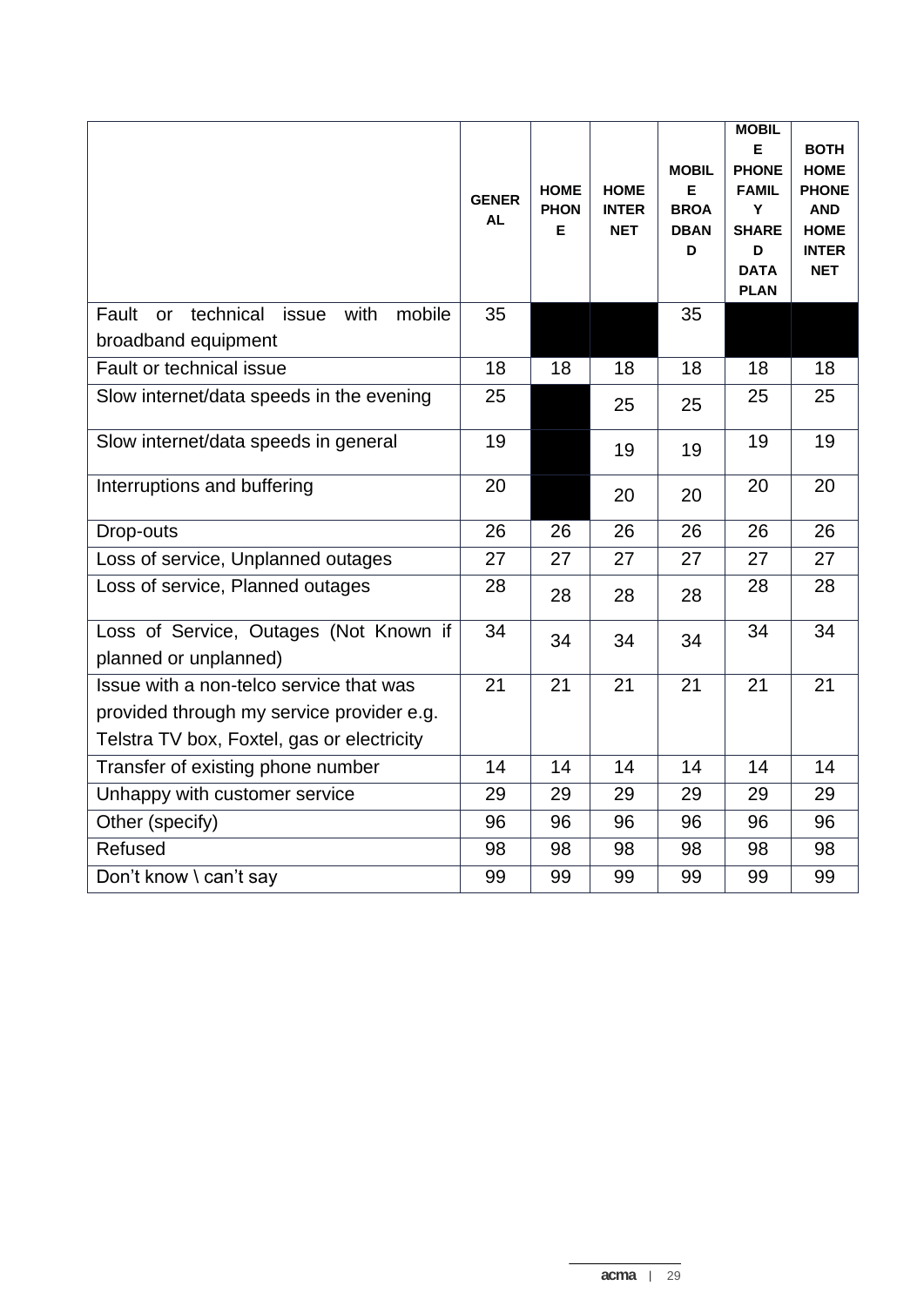| | GENERAL | HOME PHONE | HOME INTERNET | MOBILE BROADBAND | MOBILE PHONE FAMILY SHARED DATA PLAN | BOTH HOME PHONE AND HOME INTERNET |
|---|---|---|---|---|---|---|
| Fault or technical issue with mobile broadband equipment | 35 | | | 35 | | |
| Fault or technical issue | 18 | 18 | 18 | 18 | 18 | 18 |
| Slow internet/data speeds in the evening | 25 | | 25 | 25 | 25 | 25 |
| Slow internet/data speeds in general | 19 | | 19 | 19 | 19 | 19 |
| Interruptions and buffering | 20 | | 20 | 20 | 20 | 20 |
| Drop-outs | 26 | 26 | 26 | 26 | 26 | 26 |
| Loss of service, Unplanned outages | 27 | 27 | 27 | 27 | 27 | 27 |
| Loss of service, Planned outages | 28 | 28 | 28 | 28 | 28 | 28 |
| Loss of Service, Outages (Not Known if planned or unplanned) | 34 | 34 | 34 | 34 | 34 | 34 |
| Issue with a non-telco service that was provided through my service provider e.g. Telstra TV box, Foxtel, gas or electricity | 21 | 21 | 21 | 21 | 21 | 21 |
| Transfer of existing phone number | 14 | 14 | 14 | 14 | 14 | 14 |
| Unhappy with customer service | 29 | 29 | 29 | 29 | 29 | 29 |
| Other (specify) | 96 | 96 | 96 | 96 | 96 | 96 |
| Refused | 98 | 98 | 98 | 98 | 98 | 98 |
| Don't know \ can't say | 99 | 99 | 99 | 99 | 99 | 99 |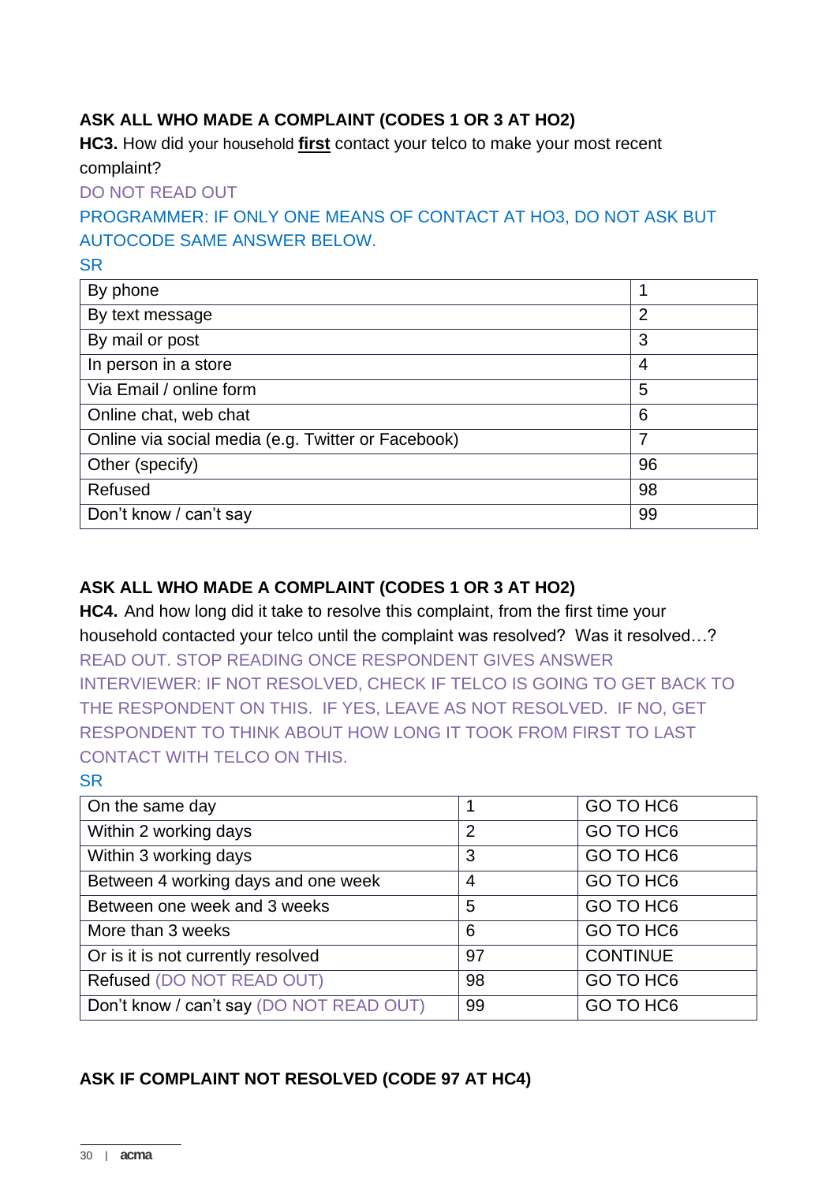**ASK ALL WHO MADE A COMPLAINT (CODES 1 OR 3 AT HO2)**

**HC3.** How did your household **first** contact your telco to make your most recent complaint?

DO NOT READ OUT

PROGRAMMER: IF ONLY ONE MEANS OF CONTACT AT HO3, DO NOT ASK BUT AUTOCODE SAME ANSWER BELOW.

SR

| | |
|---|---|
| By phone | 1 |
| By text message | 2 |
| By mail or post | 3 |
| In person in a store | 4 |
| Via Email / online form | 5 |
| Online chat, web chat | 6 |
| Online via social media (e.g. Twitter or Facebook) | 7 |
| Other (specify) | 96 |
| Refused | 98 |
| Don't know / can't say | 99 |

**ASK ALL WHO MADE A COMPLAINT (CODES 1 OR 3 AT HO2)**

**HC4.** And how long did it take to resolve this complaint, from the first time your household contacted your telco until the complaint was resolved? Was it resolved…?

READ OUT. STOP READING ONCE RESPONDENT GIVES ANSWER

INTERVIEWER: IF NOT RESOLVED, CHECK IF TELCO IS GOING TO GET BACK TO THE RESPONDENT ON THIS. IF YES, LEAVE AS NOT RESOLVED. IF NO, GET RESPONDENT TO THINK ABOUT HOW LONG IT TOOK FROM FIRST TO LAST CONTACT WITH TELCO ON THIS.

SR

| | | |
|---|---|---|
| On the same day | 1 | GO TO HC6 |
| Within 2 working days | 2 | GO TO HC6 |
| Within 3 working days | 3 | GO TO HC6 |
| Between 4 working days and one week | 4 | GO TO HC6 |
| Between one week and 3 weeks | 5 | GO TO HC6 |
| More than 3 weeks | 6 | GO TO HC6 |
| Or is it is not currently resolved | 97 | CONTINUE |
| Refused (DO NOT READ OUT) | 98 | GO TO HC6 |
| Don't know / can't say (DO NOT READ OUT) | 99 | GO TO HC6 |

**ASK IF COMPLAINT NOT RESOLVED (CODE 97 AT HC4)**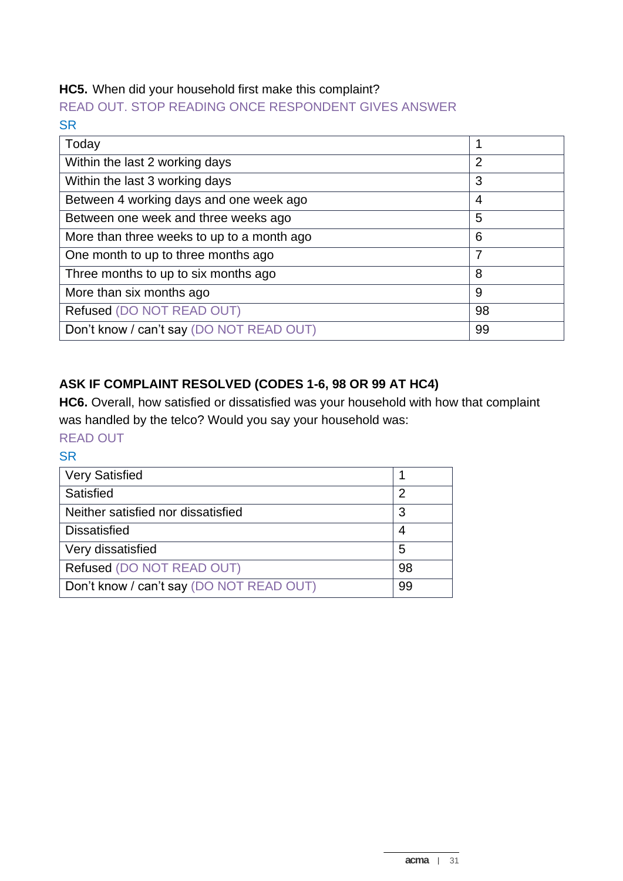**HC5.** When did your household first make this complaint?

READ OUT. STOP READING ONCE RESPONDENT GIVES ANSWER

SR

| | |
|---|---|
| Today | 1 |
| Within the last 2 working days | 2 |
| Within the last 3 working days | 3 |
| Between 4 working days and one week ago | 4 |
| Between one week and three weeks ago | 5 |
| More than three weeks to up to a month ago | 6 |
| One month to up to three months ago | 7 |
| Three months to up to six months ago | 8 |
| More than six months ago | 9 |
| Refused (DO NOT READ OUT) | 98 |
| Don't know / can't say (DO NOT READ OUT) | 99 |

**ASK IF COMPLAINT RESOLVED (CODES 1-6, 98 OR 99 AT HC4)**

**HC6.** Overall, how satisfied or dissatisfied was your household with how that complaint was handled by the telco? Would you say your household was:

READ OUT

SR

| | |
|---|---|
| Very Satisfied | 1 |
| Satisfied | 2 |
| Neither satisfied nor dissatisfied | 3 |
| Dissatisfied | 4 |
| Very dissatisfied | 5 |
| Refused (DO NOT READ OUT) | 98 |
| Don't know / can't say (DO NOT READ OUT) | 99 |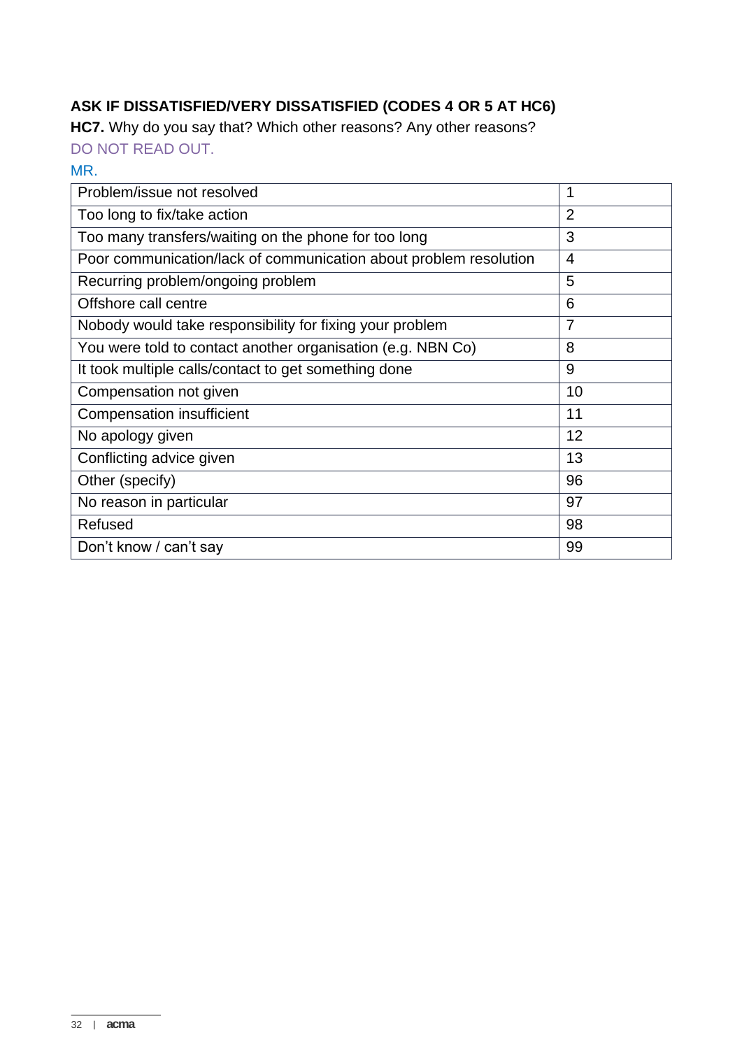**ASK IF DISSATISFIED/VERY DISSATISFIED (CODES 4 OR 5 AT HC6)**

**HC7.** Why do you say that? Which other reasons? Any other reasons?

DO NOT READ OUT.

MR.

| | |
|---|---|
| Problem/issue not resolved | 1 |
| Too long to fix/take action | 2 |
| Too many transfers/waiting on the phone for too long | 3 |
| Poor communication/lack of communication about problem resolution | 4 |
| Recurring problem/ongoing problem | 5 |
| Offshore call centre | 6 |
| Nobody would take responsibility for fixing your problem | 7 |
| You were told to contact another organisation (e.g. NBN Co) | 8 |
| It took multiple calls/contact to get something done | 9 |
| Compensation not given | 10 |
| Compensation insufficient | 11 |
| No apology given | 12 |
| Conflicting advice given | 13 |
| Other (specify) | 96 |
| No reason in particular | 97 |
| Refused | 98 |
| Don't know / can't say | 99 |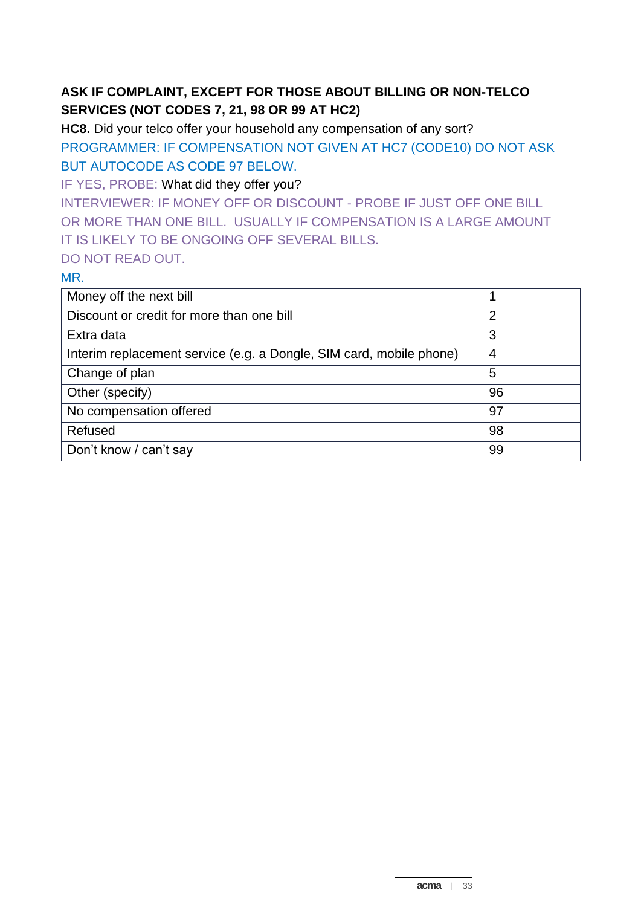**ASK IF COMPLAINT, EXCEPT FOR THOSE ABOUT BILLING OR NON-TELCO SERVICES (NOT CODES 7, 21, 98 OR 99 AT HC2)**

**HC8.** Did your telco offer your household any compensation of any sort?

PROGRAMMER: IF COMPENSATION NOT GIVEN AT HC7 (CODE10) DO NOT ASK BUT AUTOCODE AS CODE 97 BELOW.

IF YES, PROBE: What did they offer you?

INTERVIEWER: IF MONEY OFF OR DISCOUNT - PROBE IF JUST OFF ONE BILL OR MORE THAN ONE BILL. USUALLY IF COMPENSATION IS A LARGE AMOUNT IT IS LIKELY TO BE ONGOING OFF SEVERAL BILLS.

DO NOT READ OUT.

MR.

| | |
|---|---|
| Money off the next bill | 1 |
| Discount or credit for more than one bill | 2 |
| Extra data | 3 |
| Interim replacement service (e.g. a Dongle, SIM card, mobile phone) | 4 |
| Change of plan | 5 |
| Other (specify) | 96 |
| No compensation offered | 97 |
| Refused | 98 |
| Don’t know / can’t say | 99 |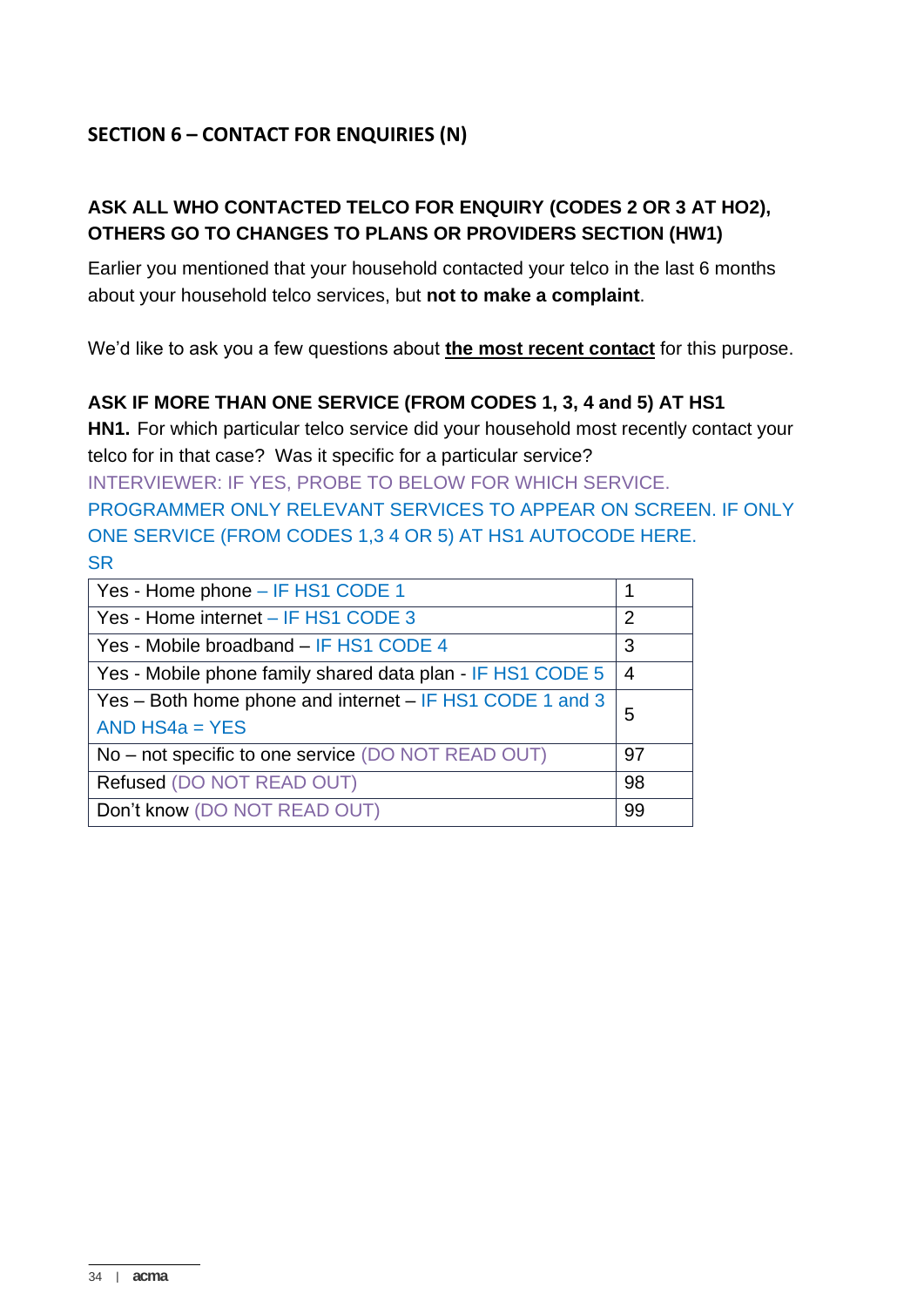## SECTION 6 – CONTACT FOR ENQUIRIES (N)

**ASK ALL WHO CONTACTED TELCO FOR ENQUIRY (CODES 2 OR 3 AT HO2), OTHERS GO TO CHANGES TO PLANS OR PROVIDERS SECTION (HW1)**

Earlier you mentioned that your household contacted your telco in the last 6 months about your household telco services, but **not to make a complaint**.

We'd like to ask you a few questions about **the most recent contact** for this purpose.

**ASK IF MORE THAN ONE SERVICE (FROM CODES 1, 3, 4 and 5) AT HS1**

**HN1.** For which particular telco service did your household most recently contact your telco for in that case? Was it specific for a particular service?

INTERVIEWER: IF YES, PROBE TO BELOW FOR WHICH SERVICE.

PROGRAMMER ONLY RELEVANT SERVICES TO APPEAR ON SCREEN. IF ONLY ONE SERVICE (FROM CODES 1,3 4 OR 5) AT HS1 AUTOCODE HERE.

SR

| | |
|---|---|
| Yes - Home phone – IF HS1 CODE 1 | 1 |
| Yes - Home internet – IF HS1 CODE 3 | 2 |
| Yes - Mobile broadband – IF HS1 CODE 4 | 3 |
| Yes - Mobile phone family shared data plan - IF HS1 CODE 5 | 4 |
| Yes – Both home phone and internet – IF HS1 CODE 1 and 3 AND HS4a = YES | 5 |
| No – not specific to one service (DO NOT READ OUT) | 97 |
| Refused (DO NOT READ OUT) | 98 |
| Don't know (DO NOT READ OUT) | 99 |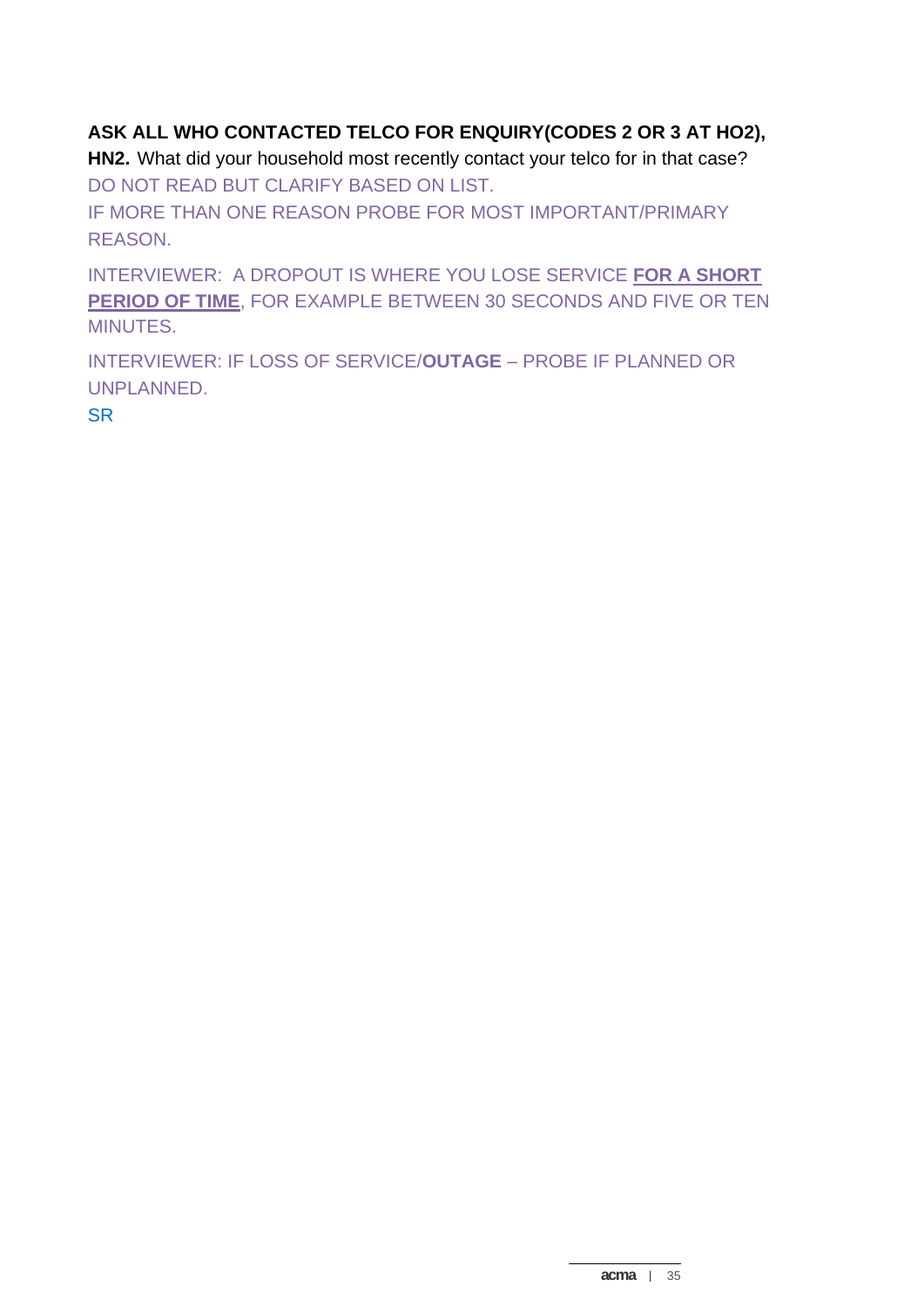**ASK ALL WHO CONTACTED TELCO FOR ENQUIRY(CODES 2 OR 3 AT HO2),**

**HN2.** What did your household most recently contact your telco for in that case?

DO NOT READ BUT CLARIFY BASED ON LIST.

IF MORE THAN ONE REASON PROBE FOR MOST IMPORTANT/PRIMARY REASON.

INTERVIEWER: A DROPOUT IS WHERE YOU LOSE SERVICE **FOR A SHORT PERIOD OF TIME**, FOR EXAMPLE BETWEEN 30 SECONDS AND FIVE OR TEN MINUTES.

INTERVIEWER: IF LOSS OF SERVICE/**OUTAGE** – PROBE IF PLANNED OR UNPLANNED.

SR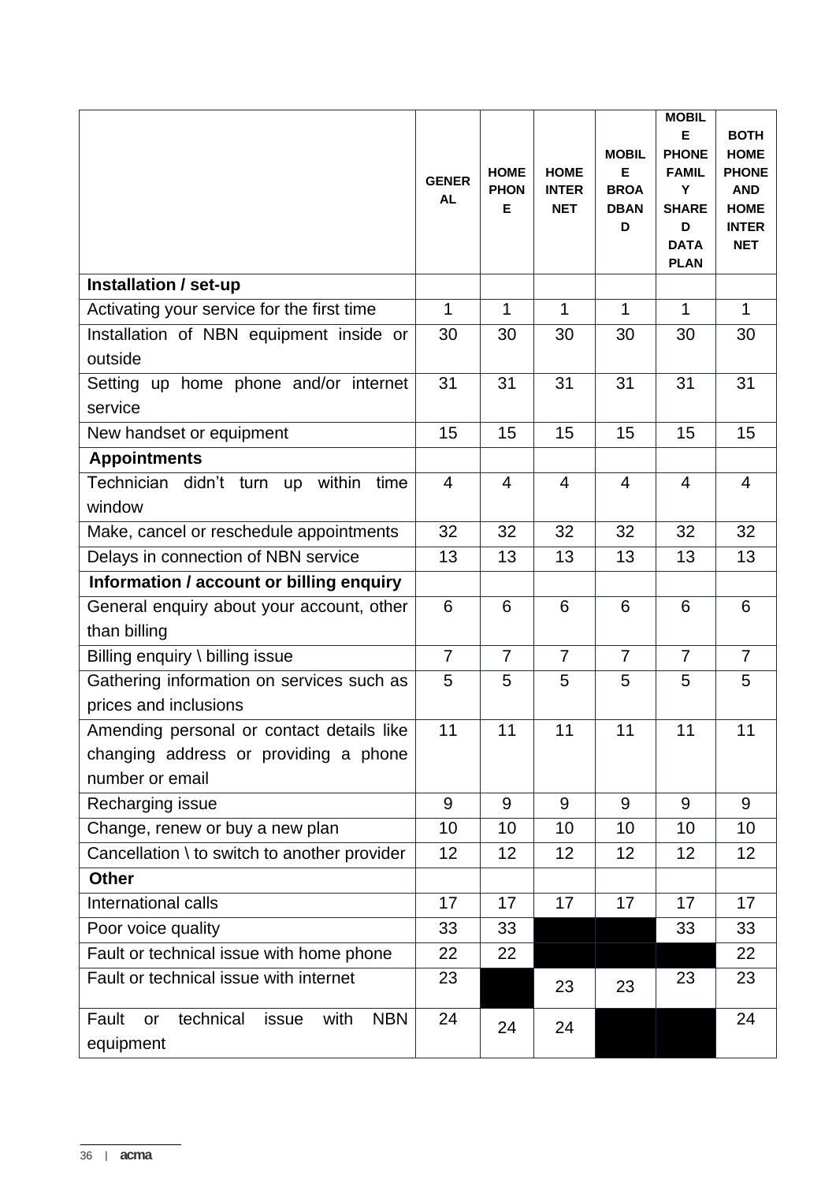| | GENERAL | HOME PHONE | HOME INTERNET | MOBILE BROADBAND | MOBILE PHONE FAMILY SHARED DATA PLAN | BOTH HOME PHONE AND HOME INTERNET |
|---|---|---|---|---|---|---|
| **Installation / set-up** | | | | | | |
| Activating your service for the first time | 1 | 1 | 1 | 1 | 1 | 1 |
| Installation of NBN equipment inside or outside | 30 | 30 | 30 | 30 | 30 | 30 |
| Setting up home phone and/or internet service | 31 | 31 | 31 | 31 | 31 | 31 |
| New handset or equipment | 15 | 15 | 15 | 15 | 15 | 15 |
| **Appointments** | | | | | | |
| Technician didn't turn up within time window | 4 | 4 | 4 | 4 | 4 | 4 |
| Make, cancel or reschedule appointments | 32 | 32 | 32 | 32 | 32 | 32 |
| Delays in connection of NBN service | 13 | 13 | 13 | 13 | 13 | 13 |
| **Information / account or billing enquiry** | | | | | | |
| General enquiry about your account, other than billing | 6 | 6 | 6 | 6 | 6 | 6 |
| Billing enquiry \ billing issue | 7 | 7 | 7 | 7 | 7 | 7 |
| Gathering information on services such as prices and inclusions | 5 | 5 | 5 | 5 | 5 | 5 |
| Amending personal or contact details like changing address or providing a phone number or email | 11 | 11 | 11 | 11 | 11 | 11 |
| Recharging issue | 9 | 9 | 9 | 9 | 9 | 9 |
| Change, renew or buy a new plan | 10 | 10 | 10 | 10 | 10 | 10 |
| Cancellation \ to switch to another provider | 12 | 12 | 12 | 12 | 12 | 12 |
| **Other** | | | | | | |
| International calls | 17 | 17 | 17 | 17 | 17 | 17 |
| Poor voice quality | 33 | 33 | | | 33 | 33 |
| Fault or technical issue with home phone | 22 | 22 | | | | 22 |
| Fault or technical issue with internet | 23 | | 23 | 23 | 23 | 23 |
| Fault or technical issue with NBN equipment | 24 | 24 | 24 | | | 24 |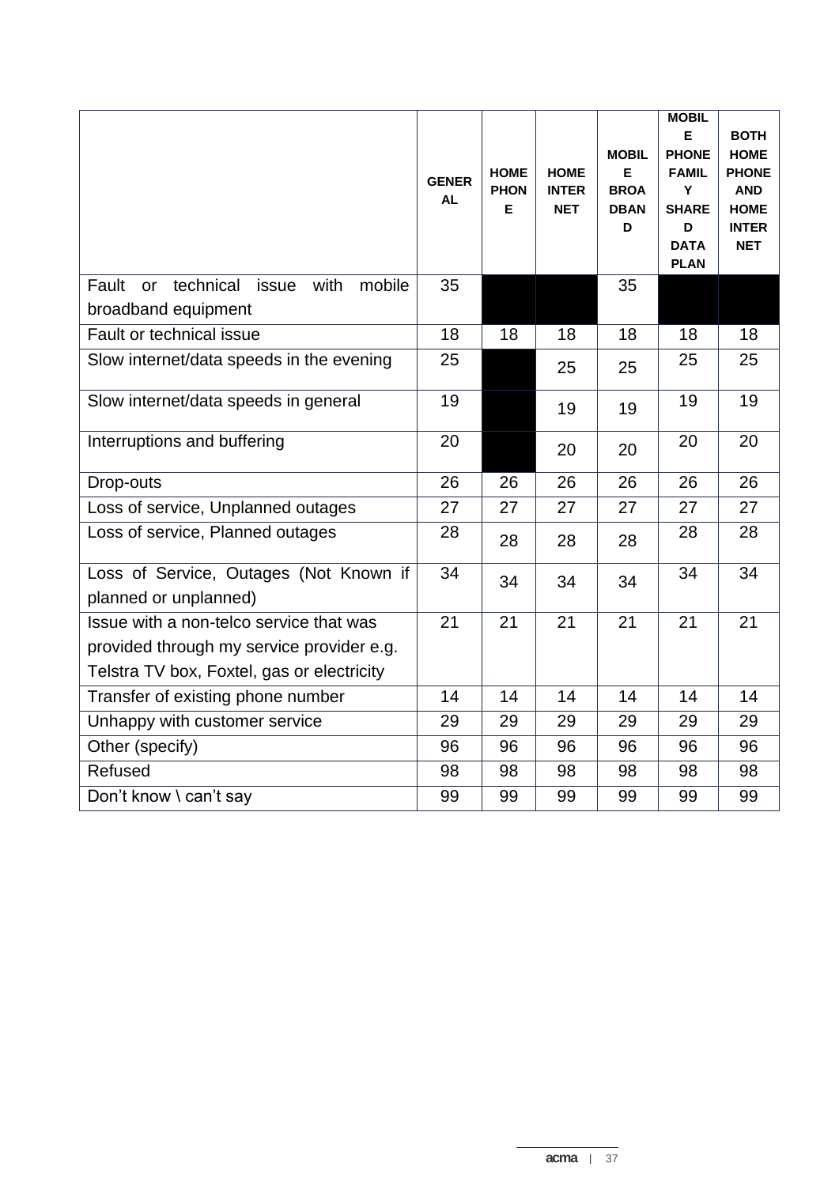| | GENERAL | HOME PHONE | HOME INTERNET | MOBILE BROADBAND | MOBILE PHONE FAMILY SHARED DATA PLAN | BOTH HOME PHONE AND HOME INTERNET |
|---|---|---|---|---|---|---|
| Fault or technical issue with mobile broadband equipment | 35 | | | 35 | | |
| Fault or technical issue | 18 | 18 | 18 | 18 | 18 | 18 |
| Slow internet/data speeds in the evening | 25 | | 25 | 25 | 25 | 25 |
| Slow internet/data speeds in general | 19 | | 19 | 19 | 19 | 19 |
| Interruptions and buffering | 20 | | 20 | 20 | 20 | 20 |
| Drop-outs | 26 | 26 | 26 | 26 | 26 | 26 |
| Loss of service, Unplanned outages | 27 | 27 | 27 | 27 | 27 | 27 |
| Loss of service, Planned outages | 28 | 28 | 28 | 28 | 28 | 28 |
| Loss of Service, Outages (Not Known if planned or unplanned) | 34 | 34 | 34 | 34 | 34 | 34 |
| Issue with a non-telco service that was provided through my service provider e.g. Telstra TV box, Foxtel, gas or electricity | 21 | 21 | 21 | 21 | 21 | 21 |
| Transfer of existing phone number | 14 | 14 | 14 | 14 | 14 | 14 |
| Unhappy with customer service | 29 | 29 | 29 | 29 | 29 | 29 |
| Other (specify) | 96 | 96 | 96 | 96 | 96 | 96 |
| Refused | 98 | 98 | 98 | 98 | 98 | 98 |
| Don’t know \ can’t say | 99 | 99 | 99 | 99 | 99 | 99 |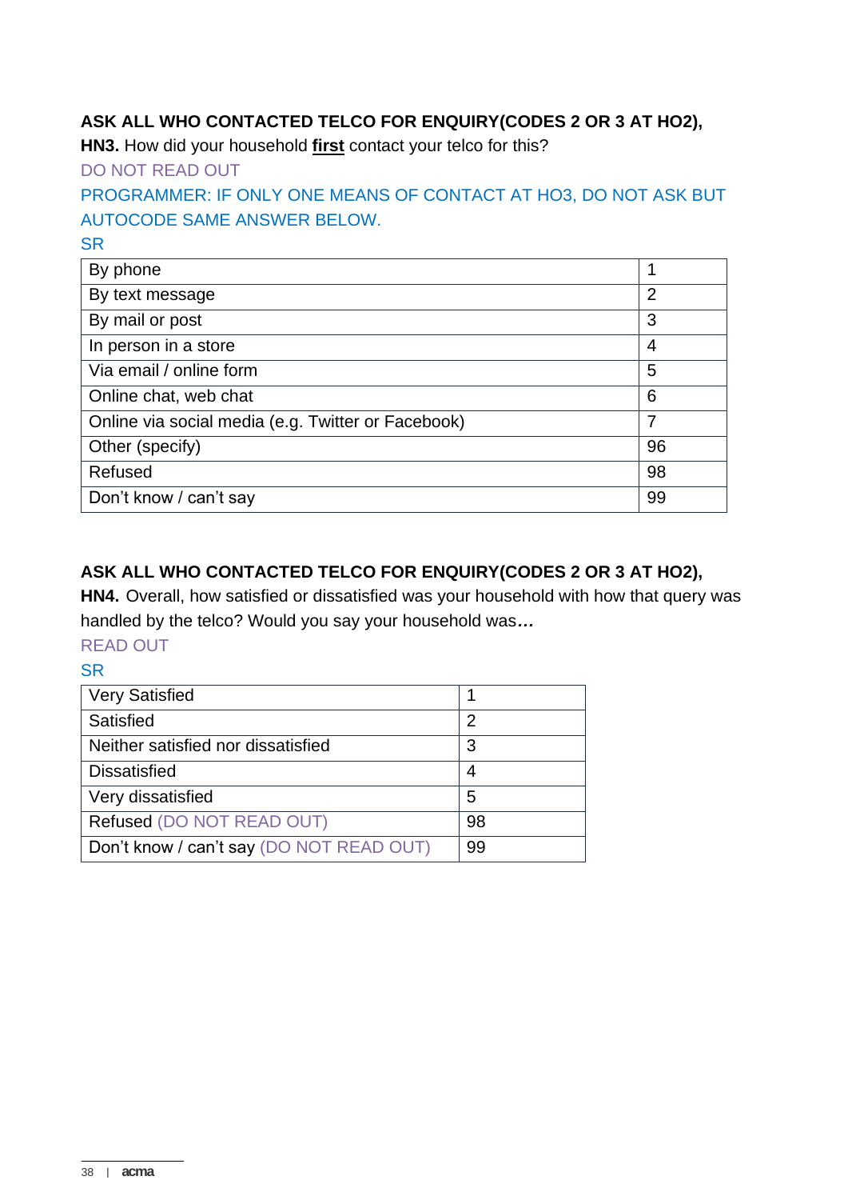**ASK ALL WHO CONTACTED TELCO FOR ENQUIRY(CODES 2 OR 3 AT HO2),**

**HN3.** How did your household **first** contact your telco for this?

DO NOT READ OUT

PROGRAMMER: IF ONLY ONE MEANS OF CONTACT AT HO3, DO NOT ASK BUT AUTOCODE SAME ANSWER BELOW.

SR

| | |
|---|---|
| By phone | 1 |
| By text message | 2 |
| By mail or post | 3 |
| In person in a store | 4 |
| Via email / online form | 5 |
| Online chat, web chat | 6 |
| Online via social media (e.g. Twitter or Facebook) | 7 |
| Other (specify) | 96 |
| Refused | 98 |
| Don't know / can't say | 99 |

**ASK ALL WHO CONTACTED TELCO FOR ENQUIRY(CODES 2 OR 3 AT HO2),**

**HN4.** Overall, how satisfied or dissatisfied was your household with how that query was handled by the telco? Would you say your household was***…***

READ OUT

SR

| | |
|---|---|
| Very Satisfied | 1 |
| Satisfied | 2 |
| Neither satisfied nor dissatisfied | 3 |
| Dissatisfied | 4 |
| Very dissatisfied | 5 |
| Refused (DO NOT READ OUT) | 98 |
| Don't know / can't say (DO NOT READ OUT) | 99 |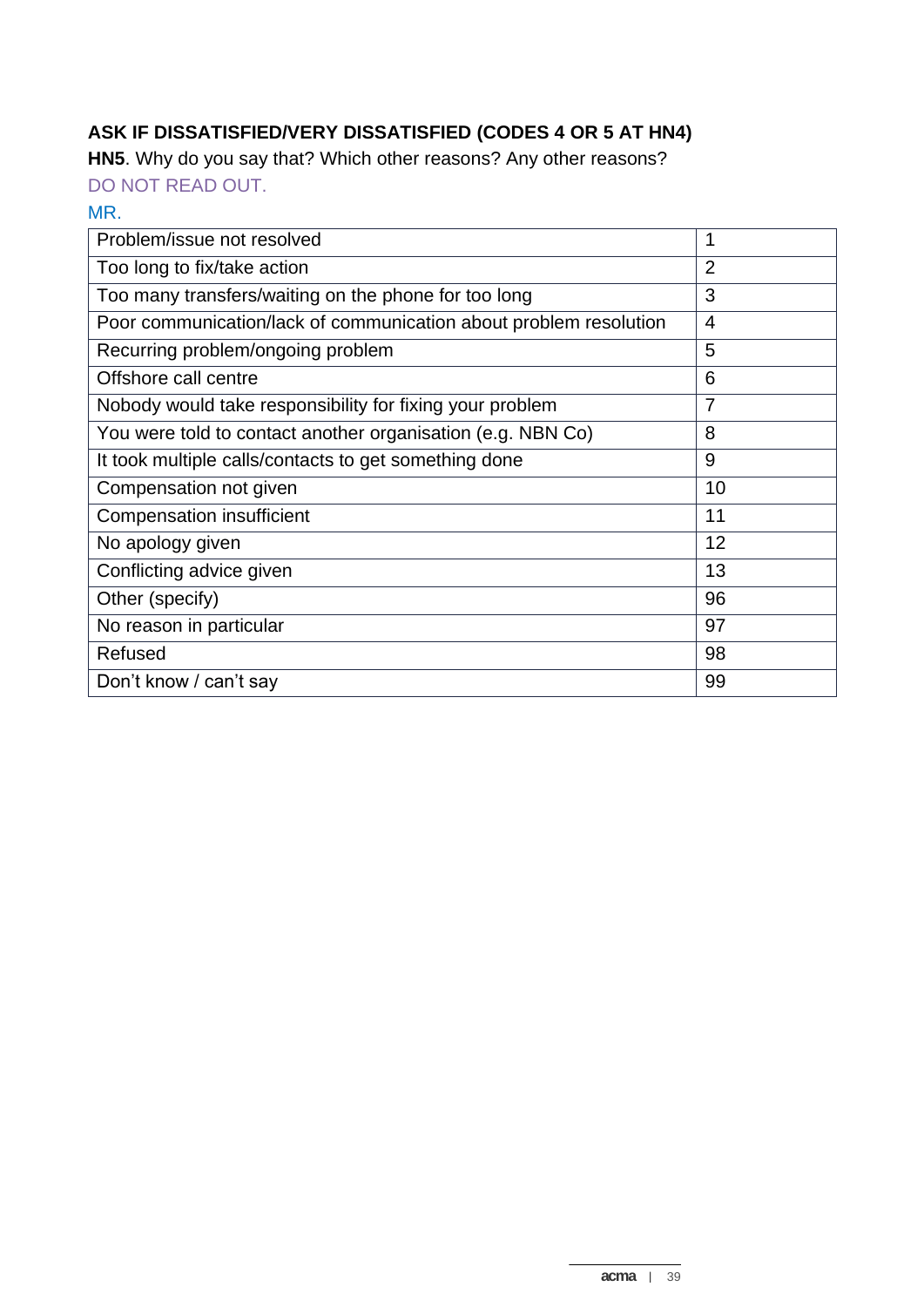**ASK IF DISSATISFIED/VERY DISSATISFIED (CODES 4 OR 5 AT HN4)**

**HN5**. Why do you say that? Which other reasons? Any other reasons?

DO NOT READ OUT.

MR.

| | |
|---|---|
| Problem/issue not resolved | 1 |
| Too long to fix/take action | 2 |
| Too many transfers/waiting on the phone for too long | 3 |
| Poor communication/lack of communication about problem resolution | 4 |
| Recurring problem/ongoing problem | 5 |
| Offshore call centre | 6 |
| Nobody would take responsibility for fixing your problem | 7 |
| You were told to contact another organisation (e.g. NBN Co) | 8 |
| It took multiple calls/contacts to get something done | 9 |
| Compensation not given | 10 |
| Compensation insufficient | 11 |
| No apology given | 12 |
| Conflicting advice given | 13 |
| Other (specify) | 96 |
| No reason in particular | 97 |
| Refused | 98 |
| Don't know / can't say | 99 |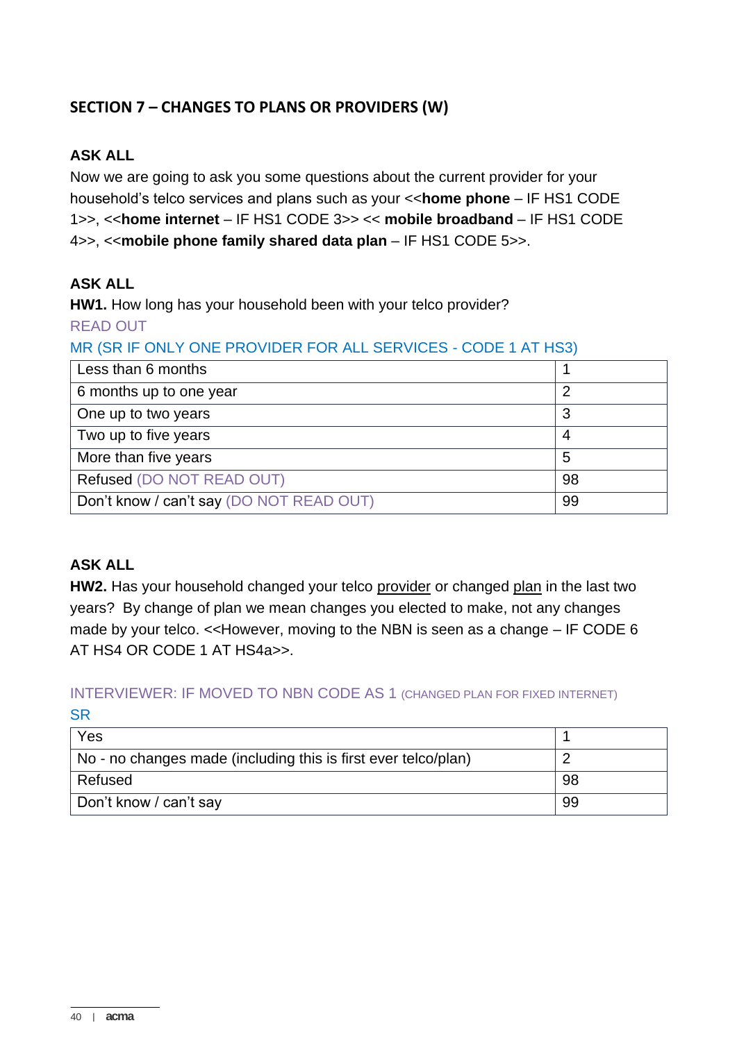## SECTION 7 – CHANGES TO PLANS OR PROVIDERS (W)

**ASK ALL**

Now we are going to ask you some questions about the current provider for your household's telco services and plans such as your <<**home phone** – IF HS1 CODE 1>>, <<**home internet** – IF HS1 CODE 3>> << **mobile broadband** – IF HS1 CODE 4>>, <<**mobile phone family shared data plan** – IF HS1 CODE 5>>.

**ASK ALL**

**HW1.** How long has your household been with your telco provider?

READ OUT

MR (SR IF ONLY ONE PROVIDER FOR ALL SERVICES - CODE 1 AT HS3)

| | |
|---|---|
| Less than 6 months | 1 |
| 6 months up to one year | 2 |
| One up to two years | 3 |
| Two up to five years | 4 |
| More than five years | 5 |
| Refused (DO NOT READ OUT) | 98 |
| Don't know / can't say (DO NOT READ OUT) | 99 |

**ASK ALL**

**HW2.** Has your household changed your telco provider or changed plan in the last two years? By change of plan we mean changes you elected to make, not any changes made by your telco. <<However, moving to the NBN is seen as a change – IF CODE 6 AT HS4 OR CODE 1 AT HS4a>>.

INTERVIEWER: IF MOVED TO NBN CODE AS 1 (CHANGED PLAN FOR FIXED INTERNET)

SR

| | |
|---|---|
| Yes | 1 |
| No - no changes made (including this is first ever telco/plan) | 2 |
| Refused | 98 |
| Don't know / can't say | 99 |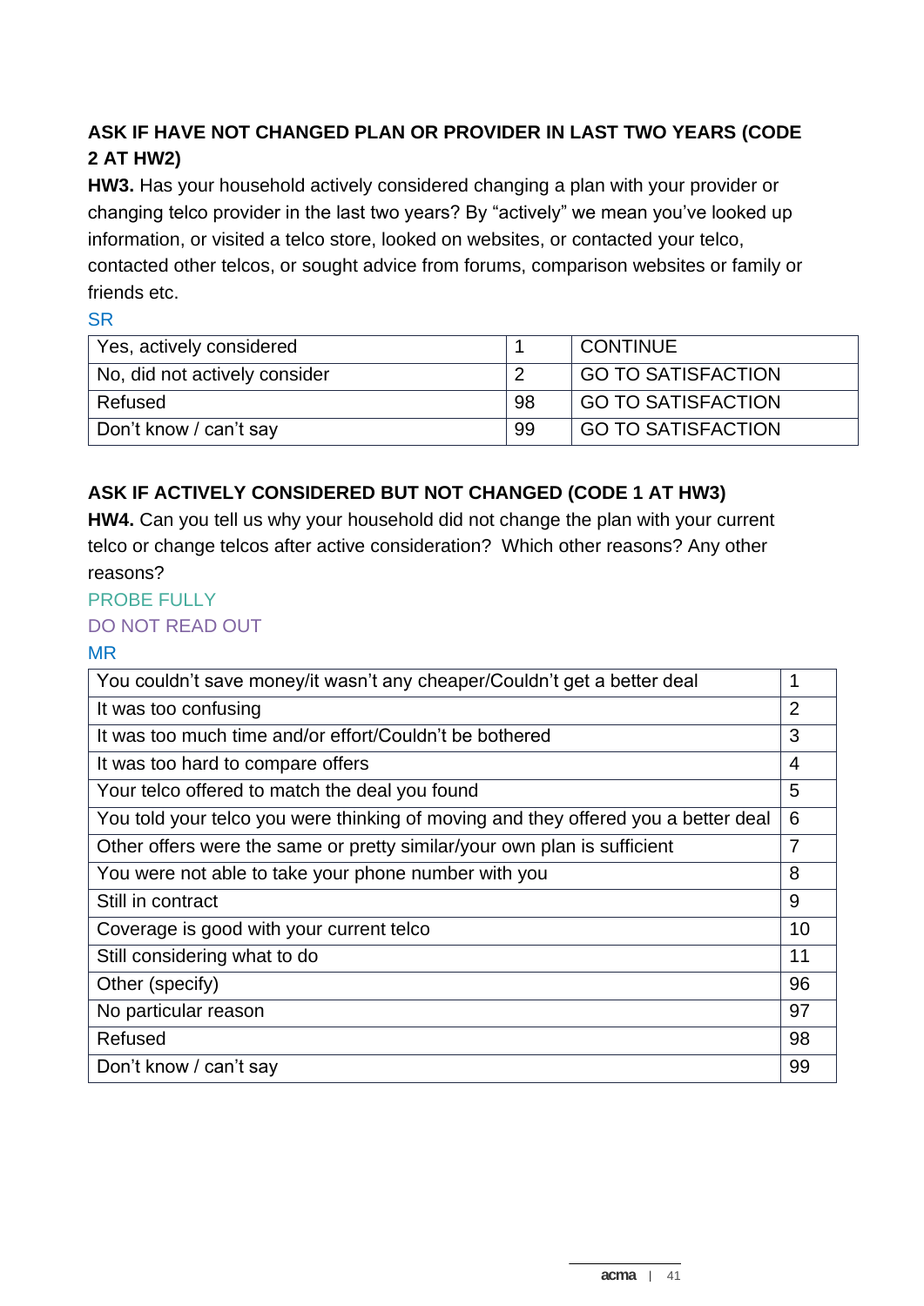**ASK IF HAVE NOT CHANGED PLAN OR PROVIDER IN LAST TWO YEARS (CODE 2 AT HW2)**

**HW3.** Has your household actively considered changing a plan with your provider or changing telco provider in the last two years? By "actively" we mean you've looked up information, or visited a telco store, looked on websites, or contacted your telco, contacted other telcos, or sought advice from forums, comparison websites or family or friends etc.

SR

| | | |
|---|---|---|
| Yes, actively considered | 1 | CONTINUE |
| No, did not actively consider | 2 | GO TO SATISFACTION |
| Refused | 98 | GO TO SATISFACTION |
| Don't know / can't say | 99 | GO TO SATISFACTION |

**ASK IF ACTIVELY CONSIDERED BUT NOT CHANGED (CODE 1 AT HW3)**

**HW4.** Can you tell us why your household did not change the plan with your current telco or change telcos after active consideration? Which other reasons? Any other reasons?

PROBE FULLY

DO NOT READ OUT

MR

| | |
|---|---|
| You couldn't save money/it wasn't any cheaper/Couldn't get a better deal | 1 |
| It was too confusing | 2 |
| It was too much time and/or effort/Couldn't be bothered | 3 |
| It was too hard to compare offers | 4 |
| Your telco offered to match the deal you found | 5 |
| You told your telco you were thinking of moving and they offered you a better deal | 6 |
| Other offers were the same or pretty similar/your own plan is sufficient | 7 |
| You were not able to take your phone number with you | 8 |
| Still in contract | 9 |
| Coverage is good with your current telco | 10 |
| Still considering what to do | 11 |
| Other (specify) | 96 |
| No particular reason | 97 |
| Refused | 98 |
| Don't know / can't say | 99 |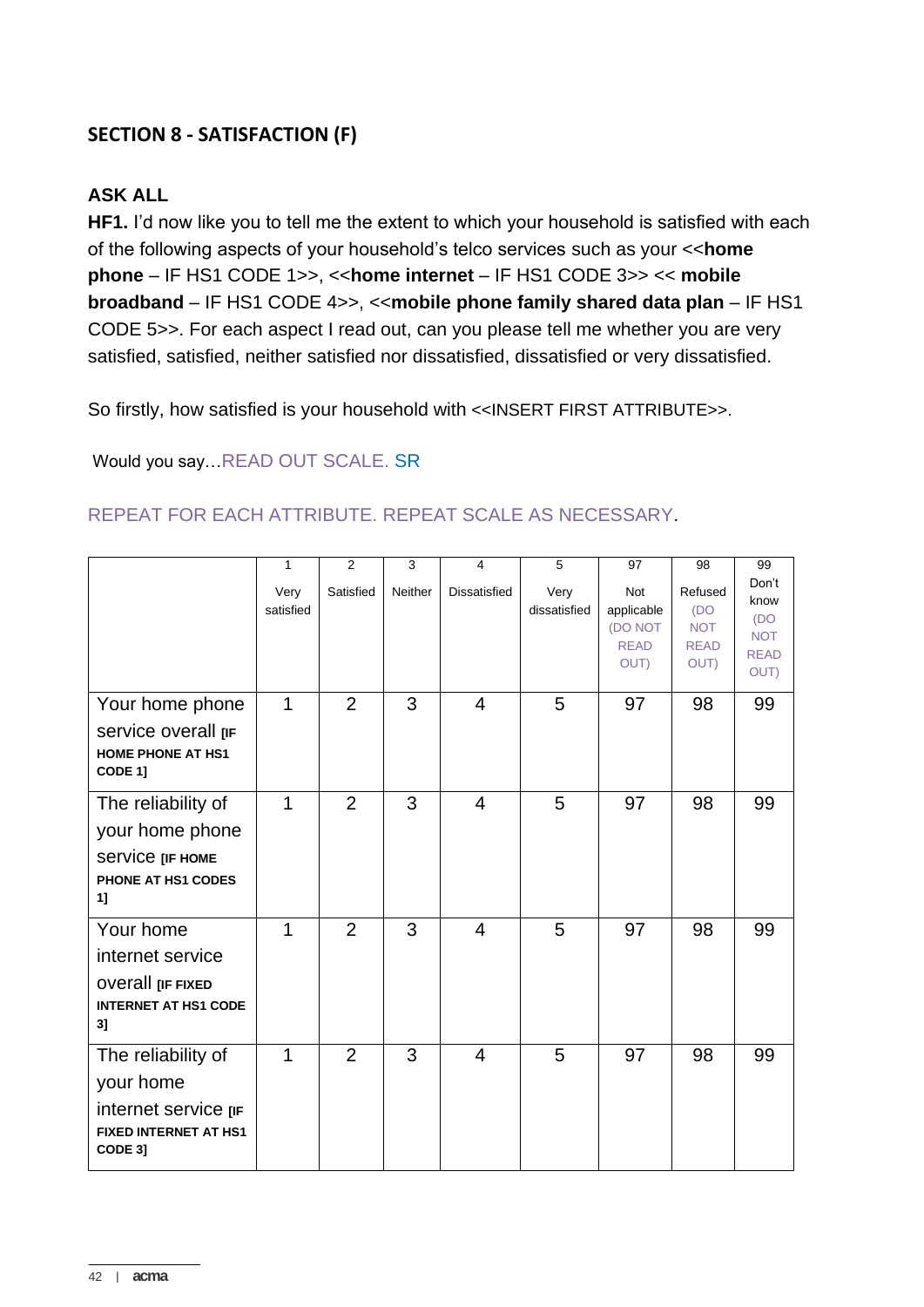## SECTION 8 - SATISFACTION (F)

**ASK ALL**

**HF1.** I'd now like you to tell me the extent to which your household is satisfied with each of the following aspects of your household's telco services such as your <<**home phone** – IF HS1 CODE 1>>, <<**home internet** – IF HS1 CODE 3>> << **mobile broadband** – IF HS1 CODE 4>>, <<**mobile phone family shared data plan** – IF HS1 CODE 5>>. For each aspect I read out, can you please tell me whether you are very satisfied, satisfied, neither satisfied nor dissatisfied, dissatisfied or very dissatisfied.

So firstly, how satisfied is your household with <<INSERT FIRST ATTRIBUTE>>.

Would you say…READ OUT SCALE. SR

REPEAT FOR EACH ATTRIBUTE. REPEAT SCALE AS NECESSARY.

| | 1 Very satisfied | 2 Satisfied | 3 Neither | 4 Dissatisfied | 5 Very dissatisfied | 97 Not applicable (DO NOT READ OUT) | 98 Refused (DO NOT READ OUT) | 99 Don't know (DO NOT READ OUT) |
|---|---|---|---|---|---|---|---|---|
| Your home phone service overall **[IF HOME PHONE AT HS1 CODE 1]** | 1 | 2 | 3 | 4 | 5 | 97 | 98 | 99 |
| The reliability of your home phone service **[IF HOME PHONE AT HS1 CODES 1]** | 1 | 2 | 3 | 4 | 5 | 97 | 98 | 99 |
| Your home internet service overall **[IF FIXED INTERNET AT HS1 CODE 3]** | 1 | 2 | 3 | 4 | 5 | 97 | 98 | 99 |
| The reliability of your home internet service **[IF FIXED INTERNET AT HS1 CODE 3]** | 1 | 2 | 3 | 4 | 5 | 97 | 98 | 99 |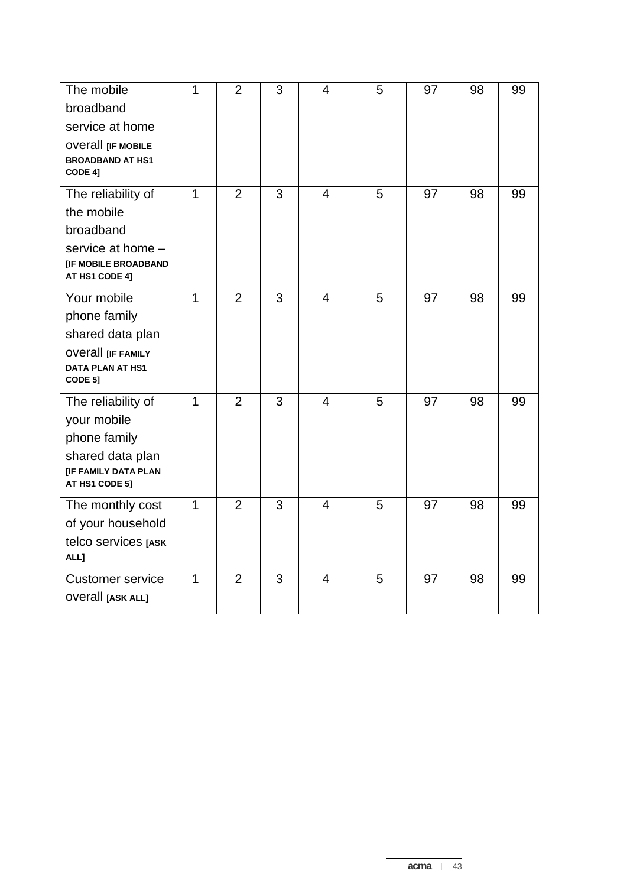| | | | | | | | | |
|---|---|---|---|---|---|---|---|---|
| The mobile broadband service at home overall **[IF MOBILE BROADBAND AT HS1 CODE 4]** | 1 | 2 | 3 | 4 | 5 | 97 | 98 | 99 |
| The reliability of the mobile broadband service at home – **[IF MOBILE BROADBAND AT HS1 CODE 4]** | 1 | 2 | 3 | 4 | 5 | 97 | 98 | 99 |
| Your mobile phone family shared data plan overall **[IF FAMILY DATA PLAN AT HS1 CODE 5]** | 1 | 2 | 3 | 4 | 5 | 97 | 98 | 99 |
| The reliability of your mobile phone family shared data plan **[IF FAMILY DATA PLAN AT HS1 CODE 5]** | 1 | 2 | 3 | 4 | 5 | 97 | 98 | 99 |
| The monthly cost of your household telco services **[ASK ALL]** | 1 | 2 | 3 | 4 | 5 | 97 | 98 | 99 |
| Customer service overall **[ASK ALL]** | 1 | 2 | 3 | 4 | 5 | 97 | 98 | 99 |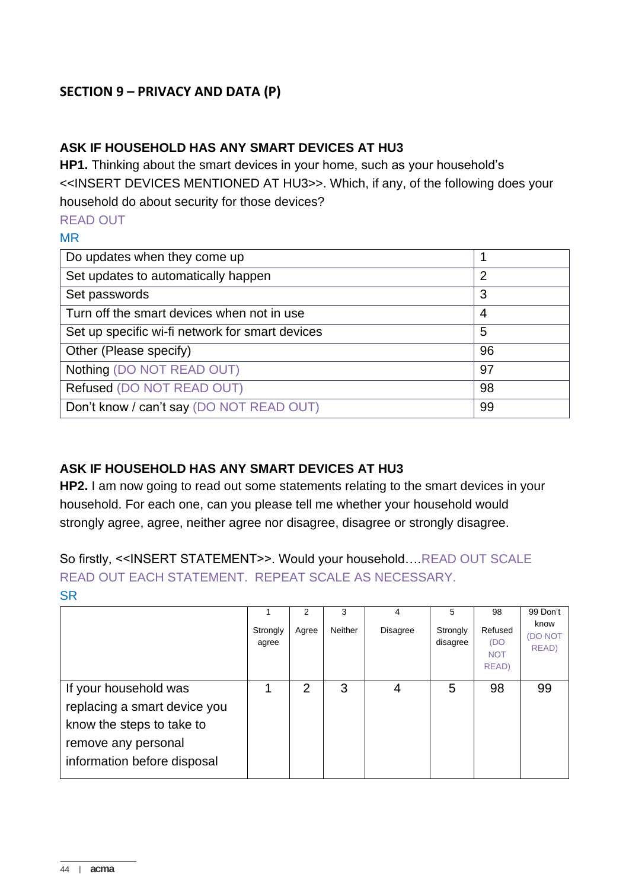## SECTION 9 – PRIVACY AND DATA (P)

**ASK IF HOUSEHOLD HAS ANY SMART DEVICES AT HU3**

**HP1.** Thinking about the smart devices in your home, such as your household's <<INSERT DEVICES MENTIONED AT HU3>>. Which, if any, of the following does your household do about security for those devices?

READ OUT

MR

| | |
|---|---|
| Do updates when they come up | 1 |
| Set updates to automatically happen | 2 |
| Set passwords | 3 |
| Turn off the smart devices when not in use | 4 |
| Set up specific wi-fi network for smart devices | 5 |
| Other (Please specify) | 96 |
| Nothing (DO NOT READ OUT) | 97 |
| Refused (DO NOT READ OUT) | 98 |
| Don't know / can't say (DO NOT READ OUT) | 99 |

**ASK IF HOUSEHOLD HAS ANY SMART DEVICES AT HU3**

**HP2.** I am now going to read out some statements relating to the smart devices in your household. For each one, can you please tell me whether your household would strongly agree, agree, neither agree nor disagree, disagree or strongly disagree.

So firstly, <<INSERT STATEMENT>>. Would your household….READ OUT SCALE

READ OUT EACH STATEMENT. REPEAT SCALE AS NECESSARY.

SR

| | 1 Strongly agree | 2 Agree | 3 Neither | 4 Disagree | 5 Strongly disagree | 98 Refused (DO NOT READ) | 99 Don't know (DO NOT READ) |
|---|---|---|---|---|---|---|---|
| If your household was replacing a smart device you know the steps to take to remove any personal information before disposal | 1 | 2 | 3 | 4 | 5 | 98 | 99 |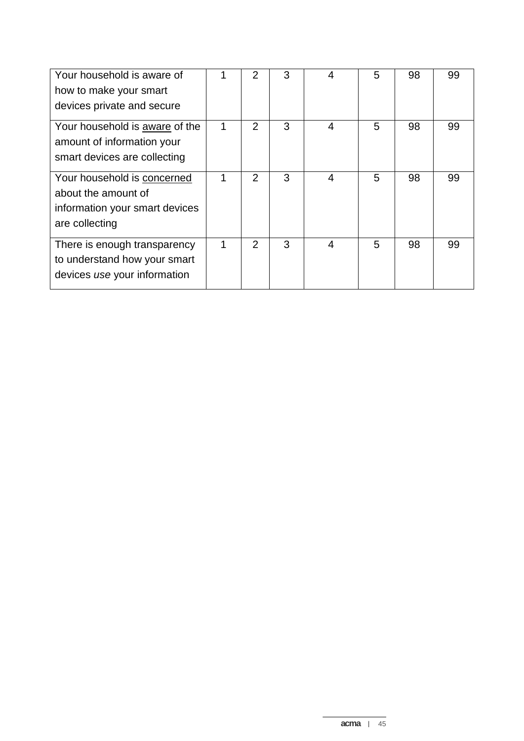| | | | | | | | |
|---|---|---|---|---|---|---|---|
| Your household is aware of how to make your smart devices private and secure | 1 | 2 | 3 | 4 | 5 | 98 | 99 |
| Your household is <u>aware</u> of the amount of information your smart devices are collecting | 1 | 2 | 3 | 4 | 5 | 98 | 99 |
| Your household is <u>concerned</u> about the amount of information your smart devices are collecting | 1 | 2 | 3 | 4 | 5 | 98 | 99 |
| There is enough transparency to understand how your smart devices *use* your information | 1 | 2 | 3 | 4 | 5 | 98 | 99 |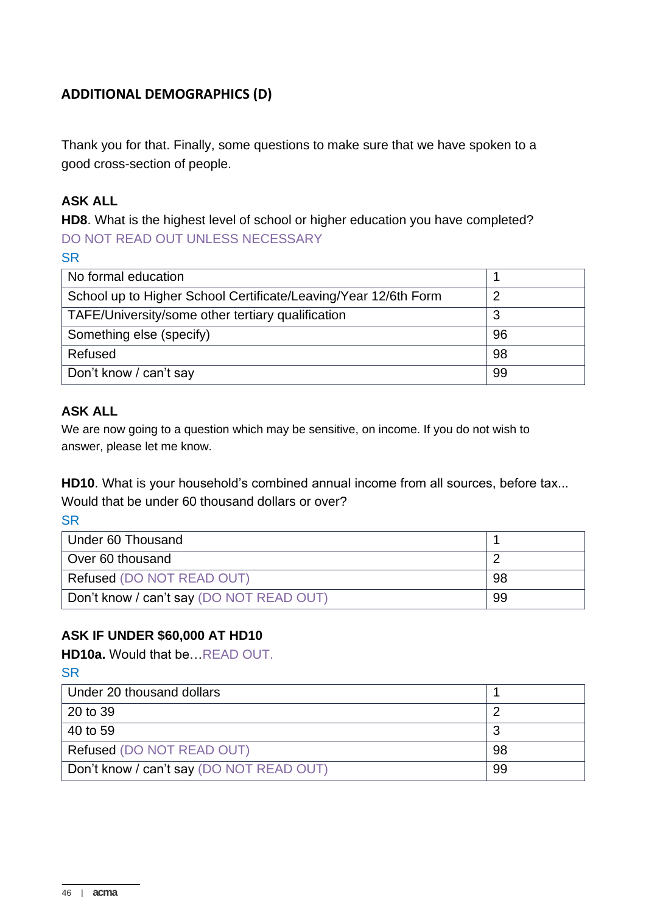## ADDITIONAL DEMOGRAPHICS (D)

Thank you for that. Finally, some questions to make sure that we have spoken to a good cross-section of people.

**ASK ALL**

**HD8**. What is the highest level of school or higher education you have completed?

DO NOT READ OUT UNLESS NECESSARY

SR

| No formal education | 1 |
|---|---|
| School up to Higher School Certificate/Leaving/Year 12/6th Form | 2 |
| TAFE/University/some other tertiary qualification | 3 |
| Something else (specify) | 96 |
| Refused | 98 |
| Don't know / can't say | 99 |

**ASK ALL**

We are now going to a question which may be sensitive, on income. If you do not wish to answer, please let me know.

**HD10**. What is your household's combined annual income from all sources, before tax... Would that be under 60 thousand dollars or over?

SR

| Under 60 Thousand | 1 |
|---|---|
| Over 60 thousand | 2 |
| Refused (DO NOT READ OUT) | 98 |
| Don't know / can't say (DO NOT READ OUT) | 99 |

**ASK IF UNDER $60,000 AT HD10**

**HD10a.** Would that be…READ OUT.

SR

| Under 20 thousand dollars | 1 |
|---|---|
| 20 to 39 | 2 |
| 40 to 59 | 3 |
| Refused (DO NOT READ OUT) | 98 |
| Don't know / can't say (DO NOT READ OUT) | 99 |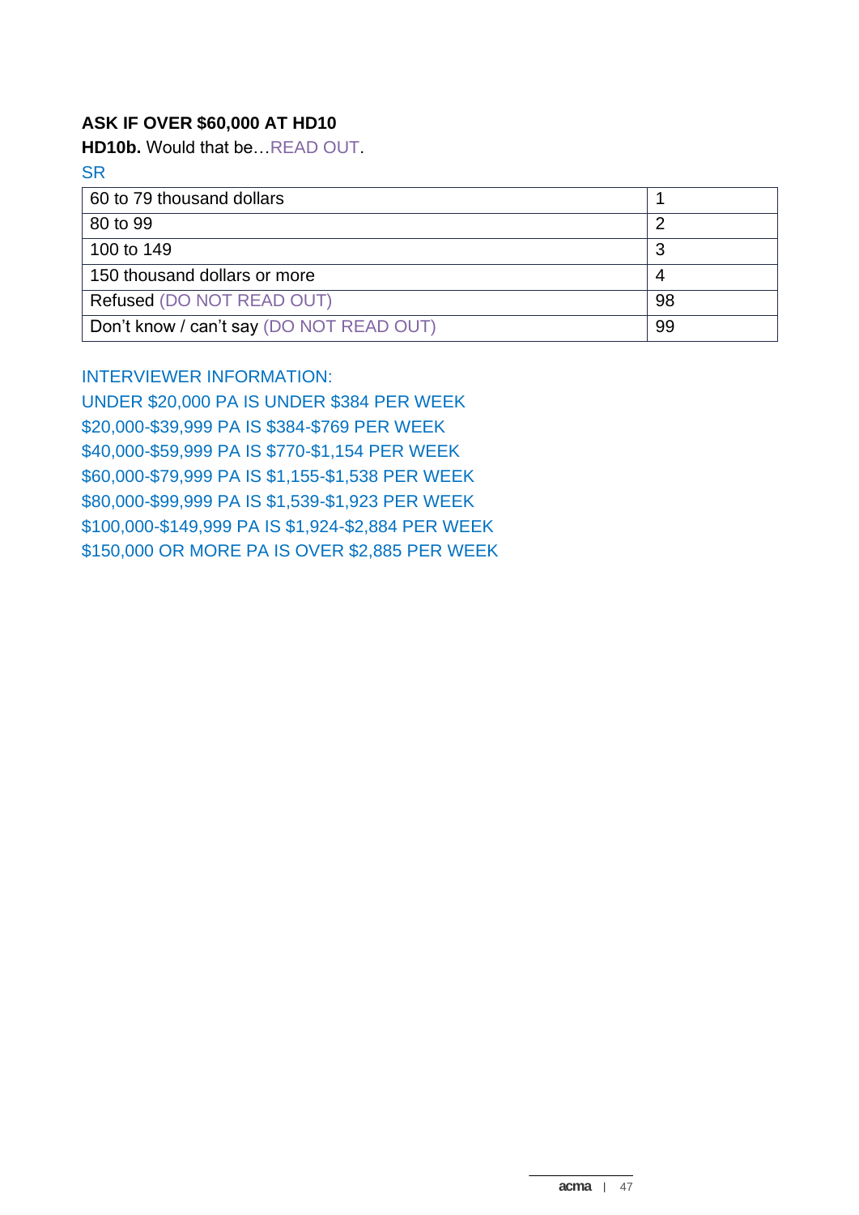**ASK IF OVER $60,000 AT HD10**

**HD10b.** Would that be…READ OUT.

SR

| | |
|---|---|
| 60 to 79 thousand dollars | 1 |
| 80 to 99 | 2 |
| 100 to 149 | 3 |
| 150 thousand dollars or more | 4 |
| Refused (DO NOT READ OUT) | 98 |
| Don't know / can't say (DO NOT READ OUT) | 99 |

INTERVIEWER INFORMATION:
UNDER $20,000 PA IS UNDER $384 PER WEEK
$20,000-$39,999 PA IS $384-$769 PER WEEK
$40,000-$59,999 PA IS $770-$1,154 PER WEEK
$60,000-$79,999 PA IS $1,155-$1,538 PER WEEK
$80,000-$99,999 PA IS $1,539-$1,923 PER WEEK
$100,000-$149,999 PA IS $1,924-$2,884 PER WEEK
$150,000 OR MORE PA IS OVER $2,885 PER WEEK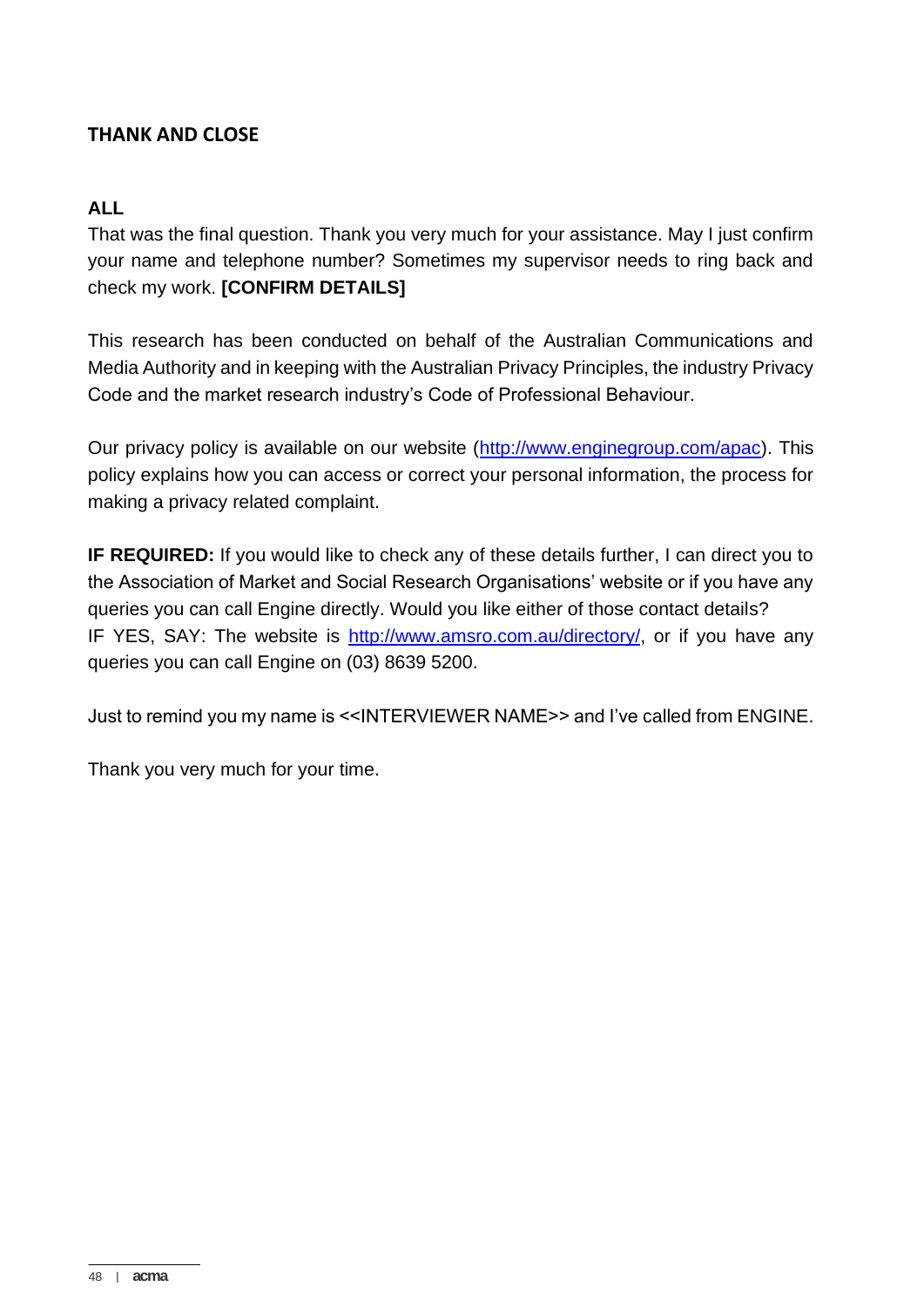## THANK AND CLOSE

**ALL**

That was the final question. Thank you very much for your assistance. May I just confirm your name and telephone number? Sometimes my supervisor needs to ring back and check my work. **[CONFIRM DETAILS]**

This research has been conducted on behalf of the Australian Communications and Media Authority and in keeping with the Australian Privacy Principles, the industry Privacy Code and the market research industry's Code of Professional Behaviour.

Our privacy policy is available on our website (http://www.enginegroup.com/apac). This policy explains how you can access or correct your personal information, the process for making a privacy related complaint.

**IF REQUIRED:** If you would like to check any of these details further, I can direct you to the Association of Market and Social Research Organisations' website or if you have any queries you can call Engine directly. Would you like either of those contact details?
IF YES, SAY: The website is http://www.amsro.com.au/directory/, or if you have any queries you can call Engine on (03) 8639 5200.

Just to remind you my name is <<INTERVIEWER NAME>> and I've called from ENGINE.

Thank you very much for your time.